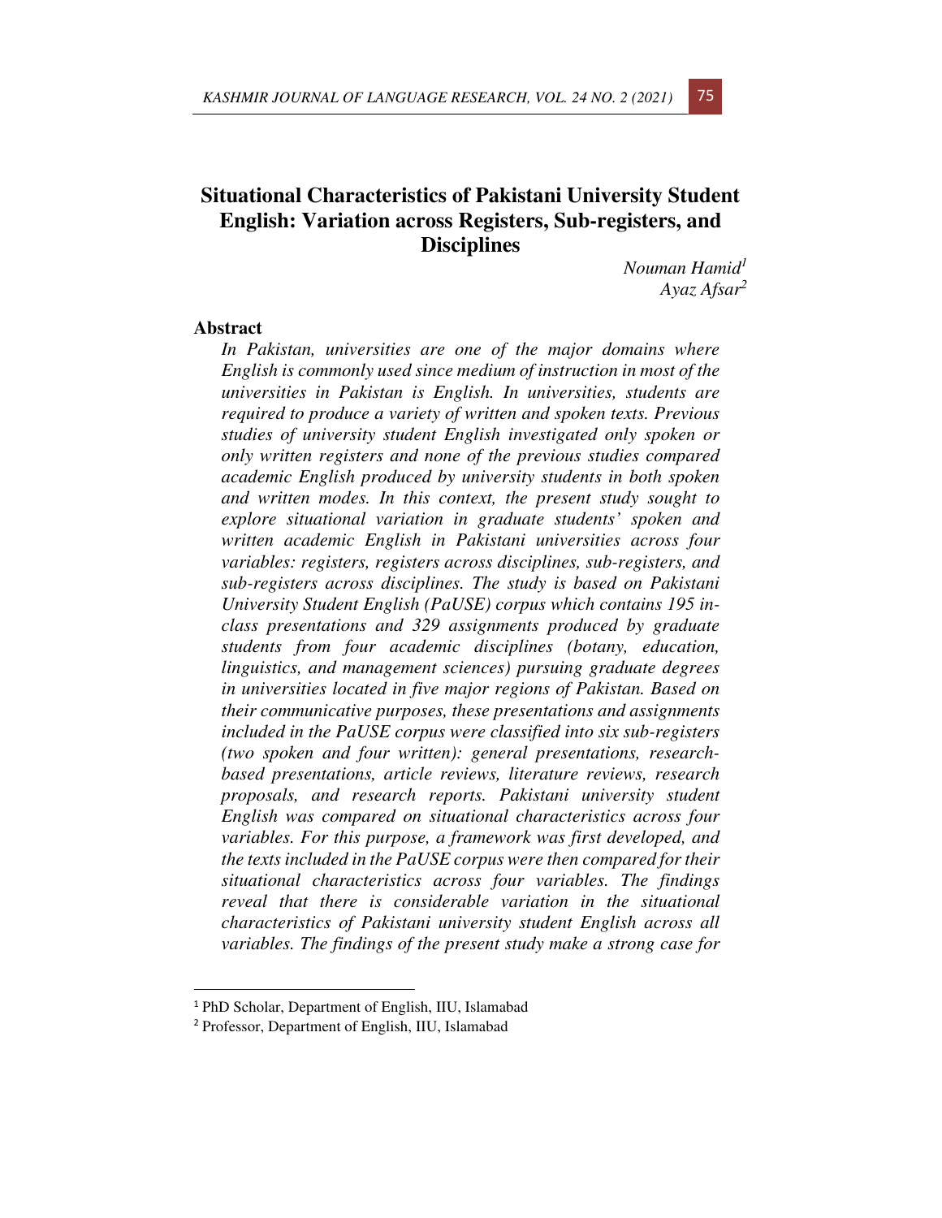# Situational Characteristics of Pakistani University Student English: Variation across Registers, Sub-registers, and Disciplines

*Nouman Hamid*[1]
*Ayaz Afsar*[2]

## Abstract

*In Pakistan, universities are one of the major domains where English is commonly used since medium of instruction in most of the universities in Pakistan is English. In universities, students are required to produce a variety of written and spoken texts. Previous studies of university student English investigated only spoken or only written registers and none of the previous studies compared academic English produced by university students in both spoken and written modes. In this context, the present study sought to explore situational variation in graduate students' spoken and written academic English in Pakistani universities across four variables: registers, registers across disciplines, sub-registers, and sub-registers across disciplines. The study is based on Pakistani University Student English (PaUSE) corpus which contains 195 in-class presentations and 329 assignments produced by graduate students from four academic disciplines (botany, education, linguistics, and management sciences) pursuing graduate degrees in universities located in five major regions of Pakistan. Based on their communicative purposes, these presentations and assignments included in the PaUSE corpus were classified into six sub-registers (two spoken and four written): general presentations, research-based presentations, article reviews, literature reviews, research proposals, and research reports. Pakistani university student English was compared on situational characteristics across four variables. For this purpose, a framework was first developed, and the texts included in the PaUSE corpus were then compared for their situational characteristics across four variables. The findings reveal that there is considerable variation in the situational characteristics of Pakistani university student English across all variables. The findings of the present study make a strong case for*

[1] PhD Scholar, Department of English, IIU, Islamabad

[2] Professor, Department of English, IIU, Islamabad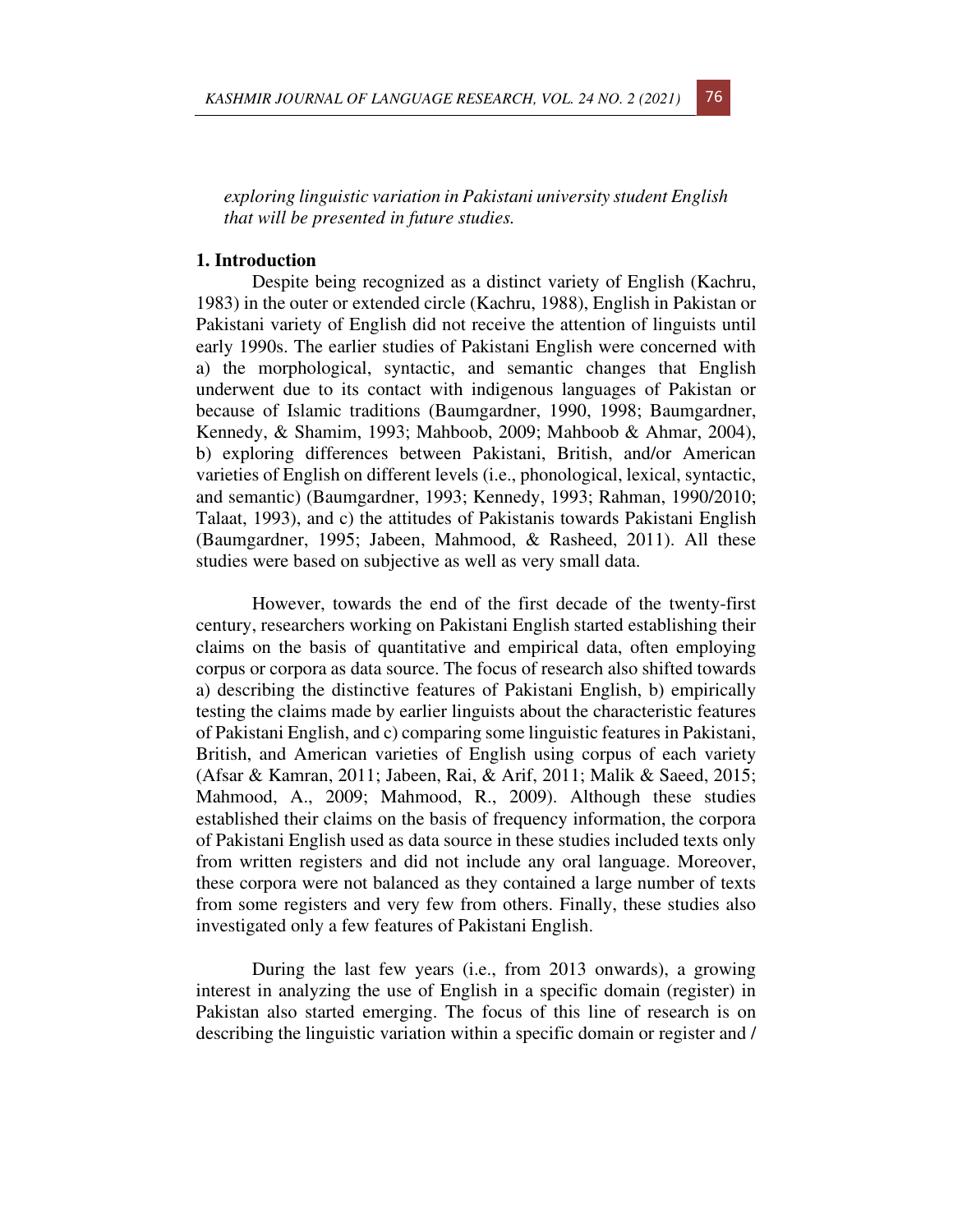*exploring linguistic variation in Pakistani university student English that will be presented in future studies.*

## 1. Introduction

Despite being recognized as a distinct variety of English (Kachru, 1983) in the outer or extended circle (Kachru, 1988), English in Pakistan or Pakistani variety of English did not receive the attention of linguists until early 1990s. The earlier studies of Pakistani English were concerned with a) the morphological, syntactic, and semantic changes that English underwent due to its contact with indigenous languages of Pakistan or because of Islamic traditions (Baumgardner, 1990, 1998; Baumgardner, Kennedy, & Shamim, 1993; Mahboob, 2009; Mahboob & Ahmar, 2004), b) exploring differences between Pakistani, British, and/or American varieties of English on different levels (i.e., phonological, lexical, syntactic, and semantic) (Baumgardner, 1993; Kennedy, 1993; Rahman, 1990/2010; Talaat, 1993), and c) the attitudes of Pakistanis towards Pakistani English (Baumgardner, 1995; Jabeen, Mahmood, & Rasheed, 2011). All these studies were based on subjective as well as very small data.

However, towards the end of the first decade of the twenty-first century, researchers working on Pakistani English started establishing their claims on the basis of quantitative and empirical data, often employing corpus or corpora as data source. The focus of research also shifted towards a) describing the distinctive features of Pakistani English, b) empirically testing the claims made by earlier linguists about the characteristic features of Pakistani English, and c) comparing some linguistic features in Pakistani, British, and American varieties of English using corpus of each variety (Afsar & Kamran, 2011; Jabeen, Rai, & Arif, 2011; Malik & Saeed, 2015; Mahmood, A., 2009; Mahmood, R., 2009). Although these studies established their claims on the basis of frequency information, the corpora of Pakistani English used as data source in these studies included texts only from written registers and did not include any oral language. Moreover, these corpora were not balanced as they contained a large number of texts from some registers and very few from others. Finally, these studies also investigated only a few features of Pakistani English.

During the last few years (i.e., from 2013 onwards), a growing interest in analyzing the use of English in a specific domain (register) in Pakistan also started emerging. The focus of this line of research is on describing the linguistic variation within a specific domain or register and /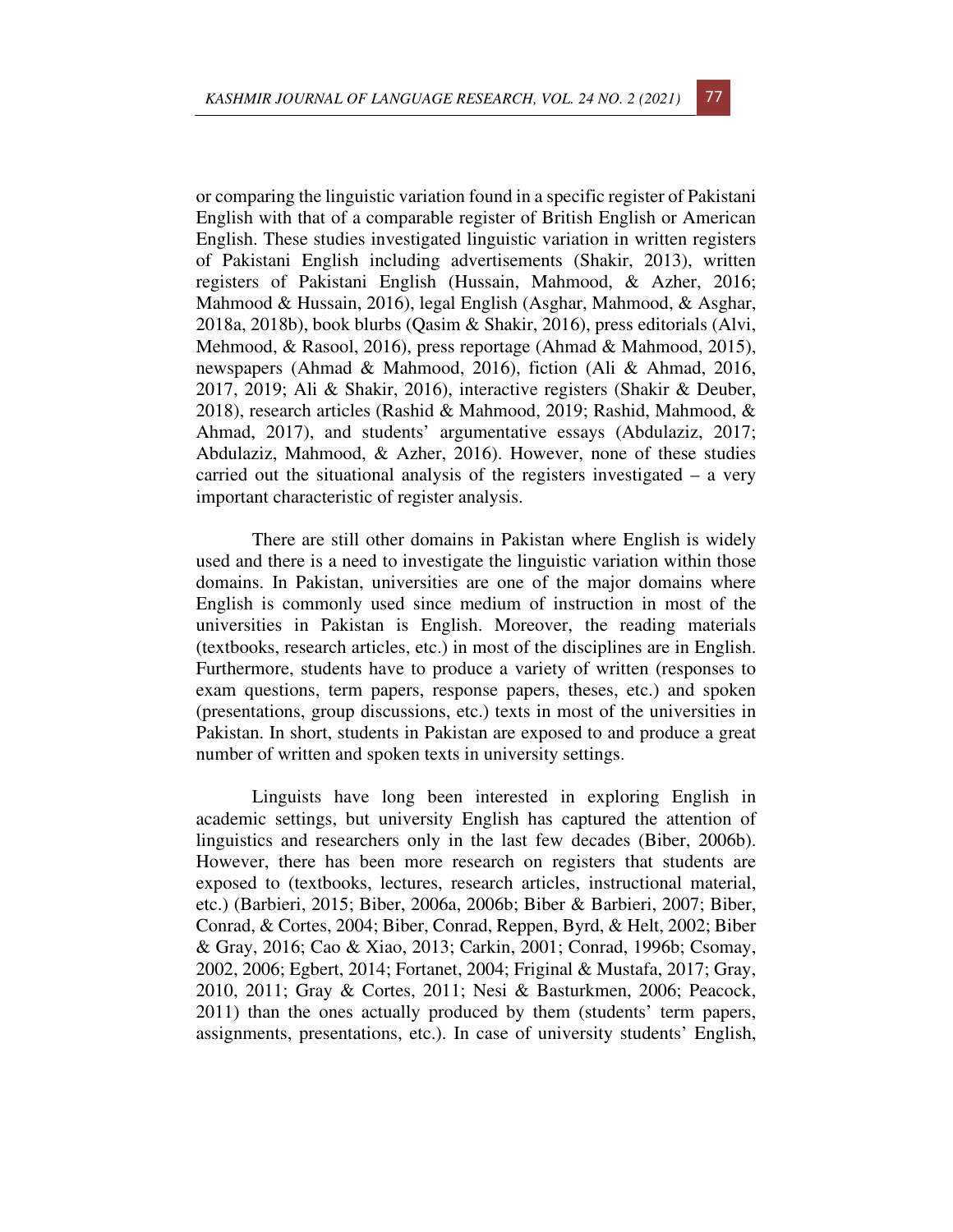or comparing the linguistic variation found in a specific register of Pakistani English with that of a comparable register of British English or American English. These studies investigated linguistic variation in written registers of Pakistani English including advertisements (Shakir, 2013), written registers of Pakistani English (Hussain, Mahmood, & Azher, 2016; Mahmood & Hussain, 2016), legal English (Asghar, Mahmood, & Asghar, 2018a, 2018b), book blurbs (Qasim & Shakir, 2016), press editorials (Alvi, Mehmood, & Rasool, 2016), press reportage (Ahmad & Mahmood, 2015), newspapers (Ahmad & Mahmood, 2016), fiction (Ali & Ahmad, 2016, 2017, 2019; Ali & Shakir, 2016), interactive registers (Shakir & Deuber, 2018), research articles (Rashid & Mahmood, 2019; Rashid, Mahmood, & Ahmad, 2017), and students' argumentative essays (Abdulaziz, 2017; Abdulaziz, Mahmood, & Azher, 2016). However, none of these studies carried out the situational analysis of the registers investigated – a very important characteristic of register analysis.

There are still other domains in Pakistan where English is widely used and there is a need to investigate the linguistic variation within those domains. In Pakistan, universities are one of the major domains where English is commonly used since medium of instruction in most of the universities in Pakistan is English. Moreover, the reading materials (textbooks, research articles, etc.) in most of the disciplines are in English. Furthermore, students have to produce a variety of written (responses to exam questions, term papers, response papers, theses, etc.) and spoken (presentations, group discussions, etc.) texts in most of the universities in Pakistan. In short, students in Pakistan are exposed to and produce a great number of written and spoken texts in university settings.

Linguists have long been interested in exploring English in academic settings, but university English has captured the attention of linguistics and researchers only in the last few decades (Biber, 2006b). However, there has been more research on registers that students are exposed to (textbooks, lectures, research articles, instructional material, etc.) (Barbieri, 2015; Biber, 2006a, 2006b; Biber & Barbieri, 2007; Biber, Conrad, & Cortes, 2004; Biber, Conrad, Reppen, Byrd, & Helt, 2002; Biber & Gray, 2016; Cao & Xiao, 2013; Carkin, 2001; Conrad, 1996b; Csomay, 2002, 2006; Egbert, 2014; Fortanet, 2004; Friginal & Mustafa, 2017; Gray, 2010, 2011; Gray & Cortes, 2011; Nesi & Basturkmen, 2006; Peacock, 2011) than the ones actually produced by them (students' term papers, assignments, presentations, etc.). In case of university students' English,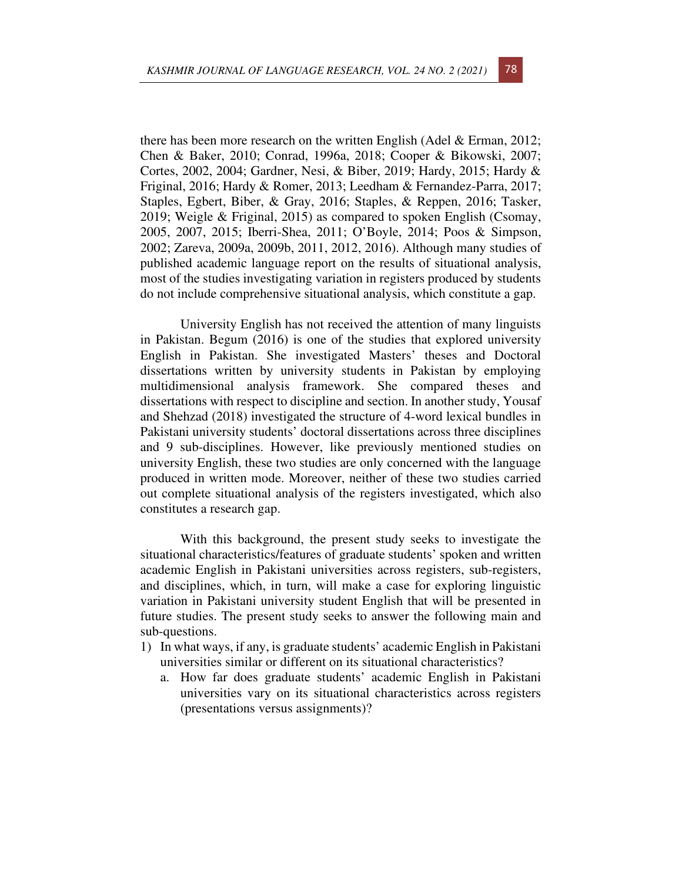there has been more research on the written English (Adel & Erman, 2012; Chen & Baker, 2010; Conrad, 1996a, 2018; Cooper & Bikowski, 2007; Cortes, 2002, 2004; Gardner, Nesi, & Biber, 2019; Hardy, 2015; Hardy & Friginal, 2016; Hardy & Romer, 2013; Leedham & Fernandez-Parra, 2017; Staples, Egbert, Biber, & Gray, 2016; Staples, & Reppen, 2016; Tasker, 2019; Weigle & Friginal, 2015) as compared to spoken English (Csomay, 2005, 2007, 2015; Iberri-Shea, 2011; O'Boyle, 2014; Poos & Simpson, 2002; Zareva, 2009a, 2009b, 2011, 2012, 2016). Although many studies of published academic language report on the results of situational analysis, most of the studies investigating variation in registers produced by students do not include comprehensive situational analysis, which constitute a gap.

University English has not received the attention of many linguists in Pakistan. Begum (2016) is one of the studies that explored university English in Pakistan. She investigated Masters' theses and Doctoral dissertations written by university students in Pakistan by employing multidimensional analysis framework. She compared theses and dissertations with respect to discipline and section. In another study, Yousaf and Shehzad (2018) investigated the structure of 4-word lexical bundles in Pakistani university students' doctoral dissertations across three disciplines and 9 sub-disciplines. However, like previously mentioned studies on university English, these two studies are only concerned with the language produced in written mode. Moreover, neither of these two studies carried out complete situational analysis of the registers investigated, which also constitutes a research gap.

With this background, the present study seeks to investigate the situational characteristics/features of graduate students' spoken and written academic English in Pakistani universities across registers, sub-registers, and disciplines, which, in turn, will make a case for exploring linguistic variation in Pakistani university student English that will be presented in future studies. The present study seeks to answer the following main and sub-questions.

1) In what ways, if any, is graduate students' academic English in Pakistani universities similar or different on its situational characteristics?
    a. How far does graduate students' academic English in Pakistani universities vary on its situational characteristics across registers (presentations versus assignments)?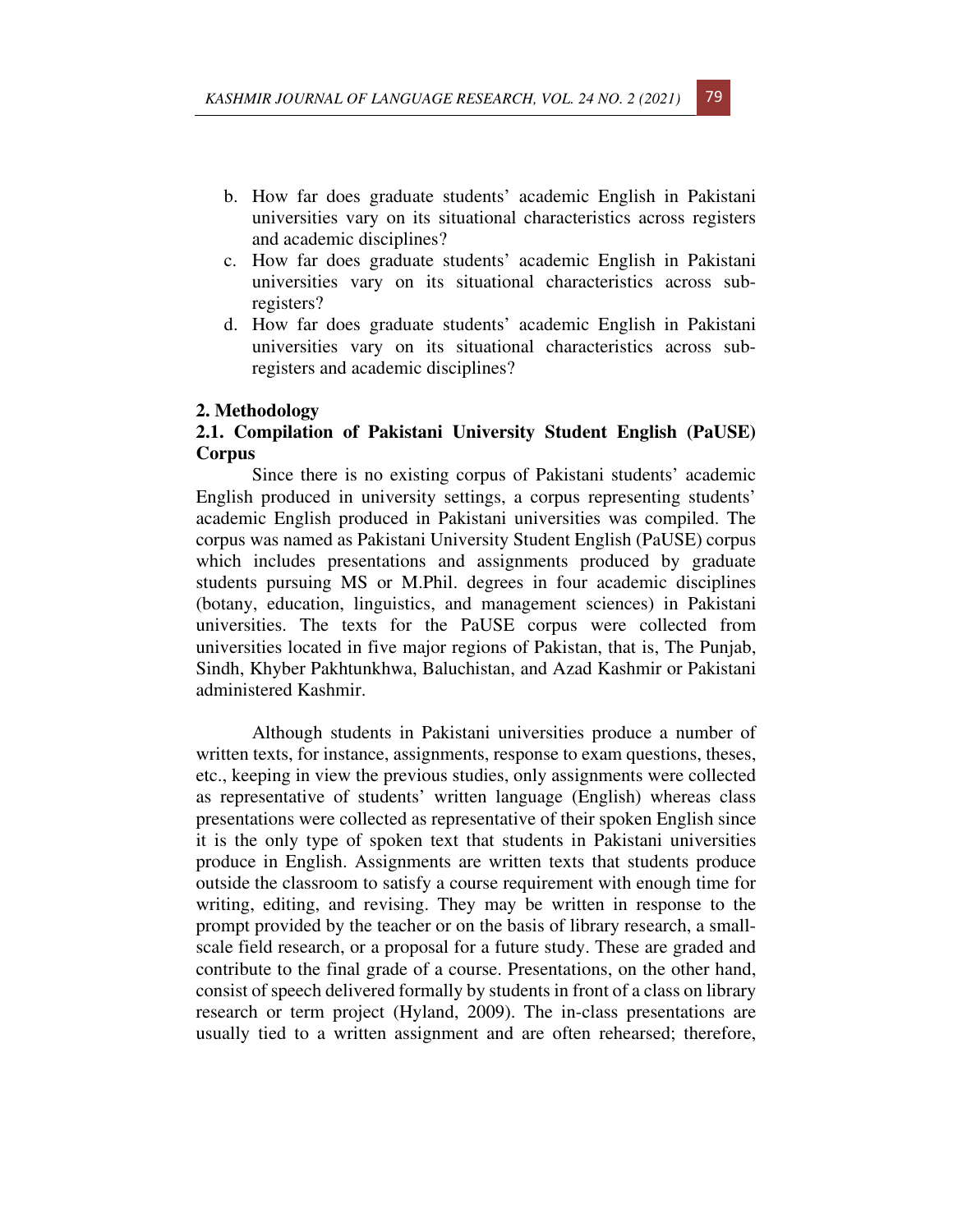b. How far does graduate students' academic English in Pakistani universities vary on its situational characteristics across registers and academic disciplines?
c. How far does graduate students' academic English in Pakistani universities vary on its situational characteristics across sub-registers?
d. How far does graduate students' academic English in Pakistani universities vary on its situational characteristics across sub-registers and academic disciplines?

## 2. Methodology

### 2.1. Compilation of Pakistani University Student English (PaUSE) Corpus

Since there is no existing corpus of Pakistani students' academic English produced in university settings, a corpus representing students' academic English produced in Pakistani universities was compiled. The corpus was named as Pakistani University Student English (PaUSE) corpus which includes presentations and assignments produced by graduate students pursuing MS or M.Phil. degrees in four academic disciplines (botany, education, linguistics, and management sciences) in Pakistani universities. The texts for the PaUSE corpus were collected from universities located in five major regions of Pakistan, that is, The Punjab, Sindh, Khyber Pakhtunkhwa, Baluchistan, and Azad Kashmir or Pakistani administered Kashmir.

Although students in Pakistani universities produce a number of written texts, for instance, assignments, response to exam questions, theses, etc., keeping in view the previous studies, only assignments were collected as representative of students' written language (English) whereas class presentations were collected as representative of their spoken English since it is the only type of spoken text that students in Pakistani universities produce in English. Assignments are written texts that students produce outside the classroom to satisfy a course requirement with enough time for writing, editing, and revising. They may be written in response to the prompt provided by the teacher or on the basis of library research, a small-scale field research, or a proposal for a future study. These are graded and contribute to the final grade of a course. Presentations, on the other hand, consist of speech delivered formally by students in front of a class on library research or term project (Hyland, 2009). The in-class presentations are usually tied to a written assignment and are often rehearsed; therefore,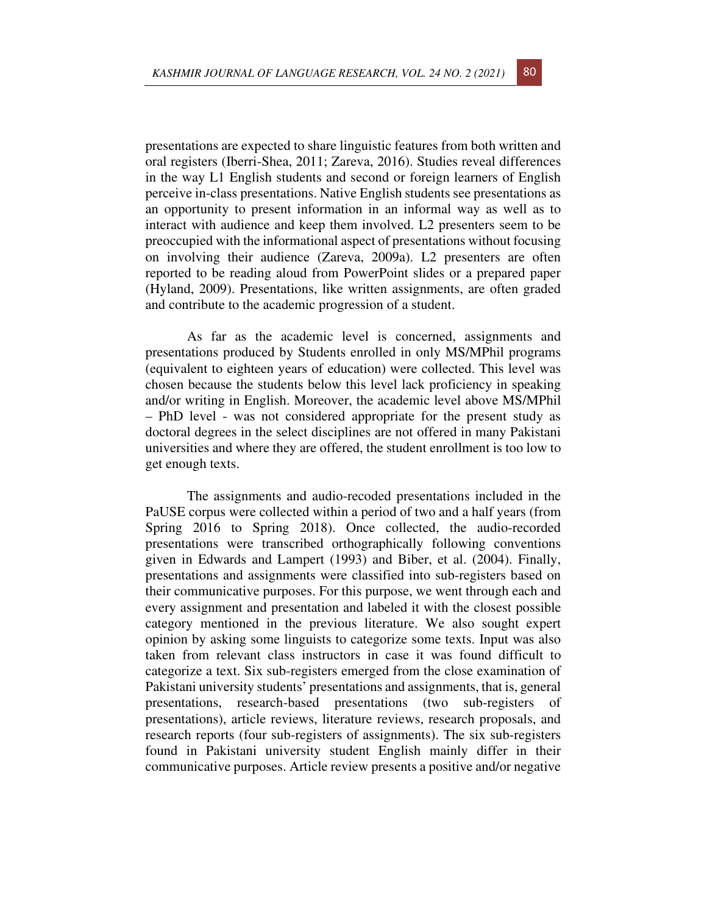presentations are expected to share linguistic features from both written and oral registers (Iberri-Shea, 2011; Zareva, 2016). Studies reveal differences in the way L1 English students and second or foreign learners of English perceive in-class presentations. Native English students see presentations as an opportunity to present information in an informal way as well as to interact with audience and keep them involved. L2 presenters seem to be preoccupied with the informational aspect of presentations without focusing on involving their audience (Zareva, 2009a). L2 presenters are often reported to be reading aloud from PowerPoint slides or a prepared paper (Hyland, 2009). Presentations, like written assignments, are often graded and contribute to the academic progression of a student.

As far as the academic level is concerned, assignments and presentations produced by Students enrolled in only MS/MPhil programs (equivalent to eighteen years of education) were collected. This level was chosen because the students below this level lack proficiency in speaking and/or writing in English. Moreover, the academic level above MS/MPhil – PhD level - was not considered appropriate for the present study as doctoral degrees in the select disciplines are not offered in many Pakistani universities and where they are offered, the student enrollment is too low to get enough texts.

The assignments and audio-recoded presentations included in the PaUSE corpus were collected within a period of two and a half years (from Spring 2016 to Spring 2018). Once collected, the audio-recorded presentations were transcribed orthographically following conventions given in Edwards and Lampert (1993) and Biber, et al. (2004). Finally, presentations and assignments were classified into sub-registers based on their communicative purposes. For this purpose, we went through each and every assignment and presentation and labeled it with the closest possible category mentioned in the previous literature. We also sought expert opinion by asking some linguists to categorize some texts. Input was also taken from relevant class instructors in case it was found difficult to categorize a text. Six sub-registers emerged from the close examination of Pakistani university students' presentations and assignments, that is, general presentations, research-based presentations (two sub-registers of presentations), article reviews, literature reviews, research proposals, and research reports (four sub-registers of assignments). The six sub-registers found in Pakistani university student English mainly differ in their communicative purposes. Article review presents a positive and/or negative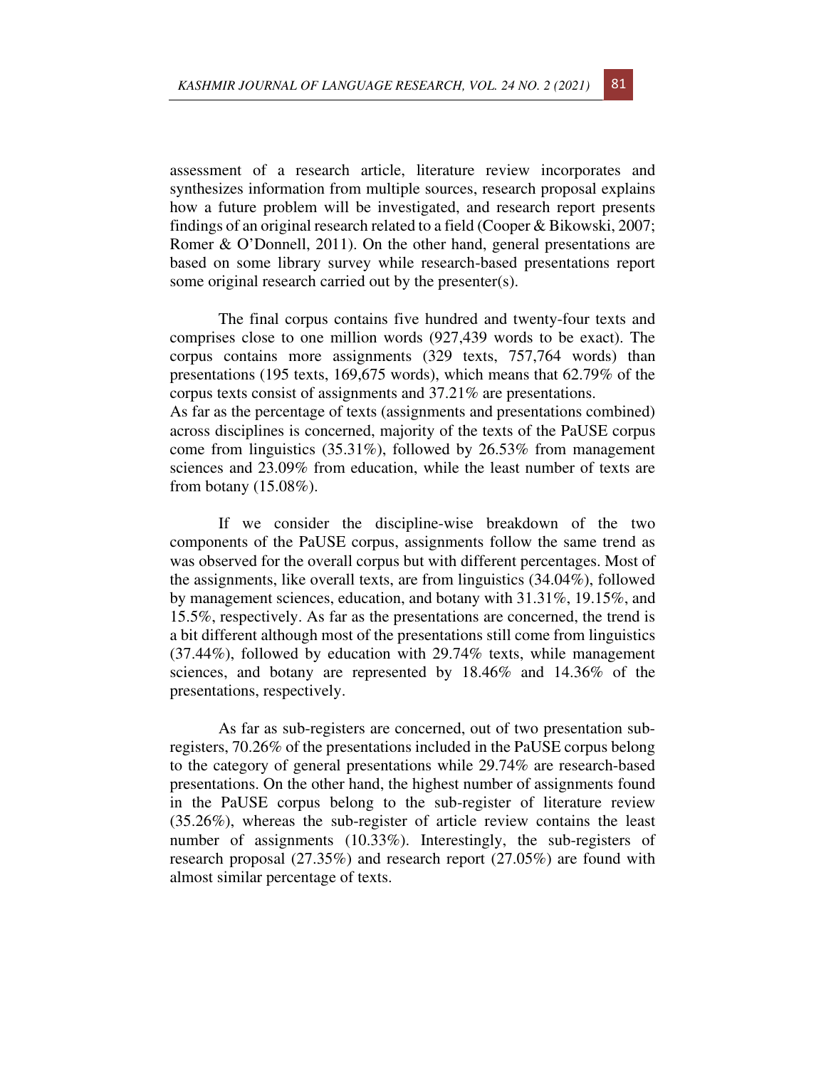assessment of a research article, literature review incorporates and synthesizes information from multiple sources, research proposal explains how a future problem will be investigated, and research report presents findings of an original research related to a field (Cooper & Bikowski, 2007; Romer & O'Donnell, 2011). On the other hand, general presentations are based on some library survey while research-based presentations report some original research carried out by the presenter(s).

The final corpus contains five hundred and twenty-four texts and comprises close to one million words (927,439 words to be exact). The corpus contains more assignments (329 texts, 757,764 words) than presentations (195 texts, 169,675 words), which means that 62.79% of the corpus texts consist of assignments and 37.21% are presentations.
As far as the percentage of texts (assignments and presentations combined) across disciplines is concerned, majority of the texts of the PaUSE corpus come from linguistics (35.31%), followed by 26.53% from management sciences and 23.09% from education, while the least number of texts are from botany (15.08%).

If we consider the discipline-wise breakdown of the two components of the PaUSE corpus, assignments follow the same trend as was observed for the overall corpus but with different percentages. Most of the assignments, like overall texts, are from linguistics (34.04%), followed by management sciences, education, and botany with 31.31%, 19.15%, and 15.5%, respectively. As far as the presentations are concerned, the trend is a bit different although most of the presentations still come from linguistics (37.44%), followed by education with 29.74% texts, while management sciences, and botany are represented by 18.46% and 14.36% of the presentations, respectively.

As far as sub-registers are concerned, out of two presentation sub-registers, 70.26% of the presentations included in the PaUSE corpus belong to the category of general presentations while 29.74% are research-based presentations. On the other hand, the highest number of assignments found in the PaUSE corpus belong to the sub-register of literature review (35.26%), whereas the sub-register of article review contains the least number of assignments (10.33%). Interestingly, the sub-registers of research proposal (27.35%) and research report (27.05%) are found with almost similar percentage of texts.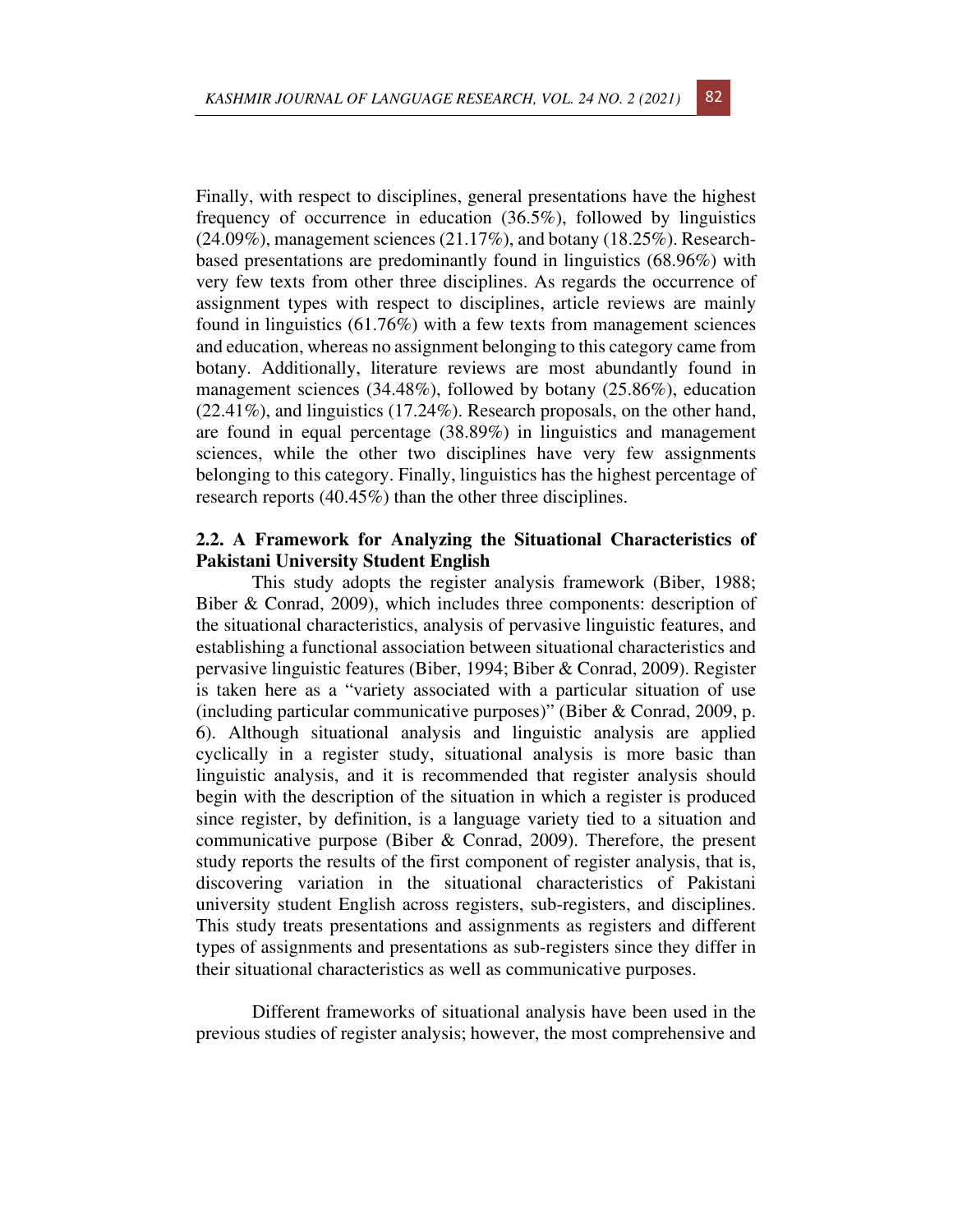Finally, with respect to disciplines, general presentations have the highest frequency of occurrence in education (36.5%), followed by linguistics (24.09%), management sciences (21.17%), and botany (18.25%). Research-based presentations are predominantly found in linguistics (68.96%) with very few texts from other three disciplines. As regards the occurrence of assignment types with respect to disciplines, article reviews are mainly found in linguistics (61.76%) with a few texts from management sciences and education, whereas no assignment belonging to this category came from botany. Additionally, literature reviews are most abundantly found in management sciences (34.48%), followed by botany (25.86%), education (22.41%), and linguistics (17.24%). Research proposals, on the other hand, are found in equal percentage (38.89%) in linguistics and management sciences, while the other two disciplines have very few assignments belonging to this category. Finally, linguistics has the highest percentage of research reports (40.45%) than the other three disciplines.

### 2.2. A Framework for Analyzing the Situational Characteristics of Pakistani University Student English

This study adopts the register analysis framework (Biber, 1988; Biber & Conrad, 2009), which includes three components: description of the situational characteristics, analysis of pervasive linguistic features, and establishing a functional association between situational characteristics and pervasive linguistic features (Biber, 1994; Biber & Conrad, 2009). Register is taken here as a "variety associated with a particular situation of use (including particular communicative purposes)" (Biber & Conrad, 2009, p. 6). Although situational analysis and linguistic analysis are applied cyclically in a register study, situational analysis is more basic than linguistic analysis, and it is recommended that register analysis should begin with the description of the situation in which a register is produced since register, by definition, is a language variety tied to a situation and communicative purpose (Biber & Conrad, 2009). Therefore, the present study reports the results of the first component of register analysis, that is, discovering variation in the situational characteristics of Pakistani university student English across registers, sub-registers, and disciplines. This study treats presentations and assignments as registers and different types of assignments and presentations as sub-registers since they differ in their situational characteristics as well as communicative purposes.

Different frameworks of situational analysis have been used in the previous studies of register analysis; however, the most comprehensive and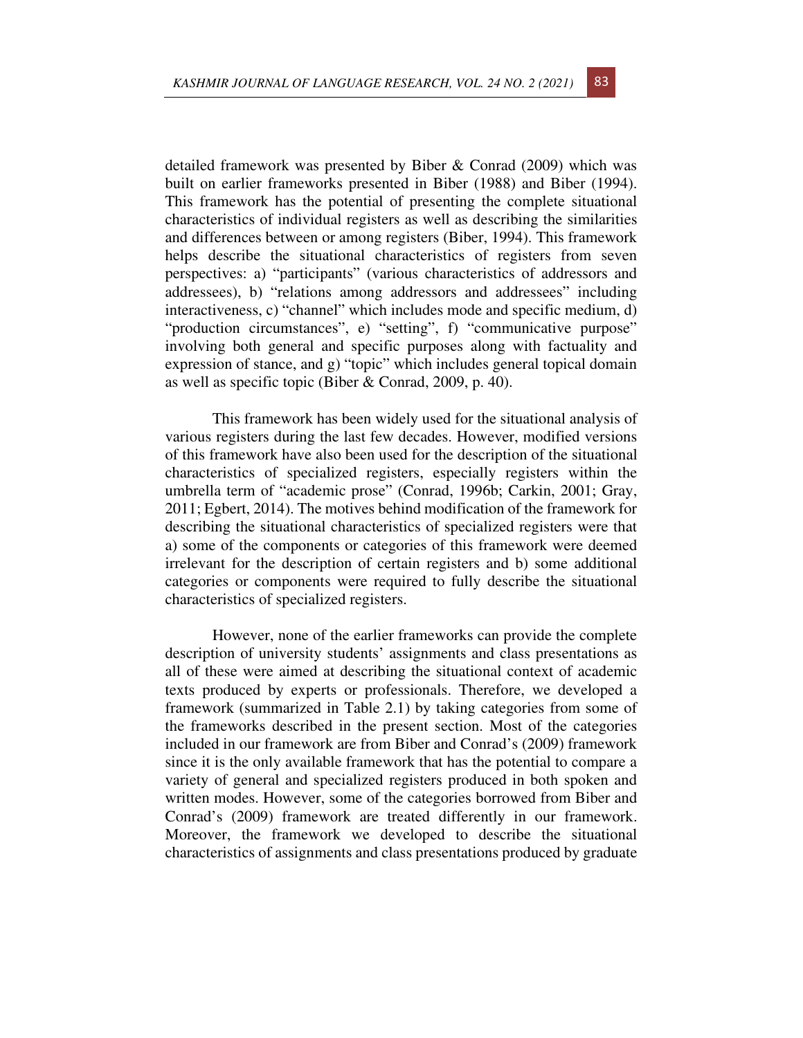detailed framework was presented by Biber & Conrad (2009) which was built on earlier frameworks presented in Biber (1988) and Biber (1994). This framework has the potential of presenting the complete situational characteristics of individual registers as well as describing the similarities and differences between or among registers (Biber, 1994). This framework helps describe the situational characteristics of registers from seven perspectives: a) "participants" (various characteristics of addressors and addressees), b) "relations among addressors and addressees" including interactiveness, c) "channel" which includes mode and specific medium, d) "production circumstances", e) "setting", f) "communicative purpose" involving both general and specific purposes along with factuality and expression of stance, and g) "topic" which includes general topical domain as well as specific topic (Biber & Conrad, 2009, p. 40).

This framework has been widely used for the situational analysis of various registers during the last few decades. However, modified versions of this framework have also been used for the description of the situational characteristics of specialized registers, especially registers within the umbrella term of "academic prose" (Conrad, 1996b; Carkin, 2001; Gray, 2011; Egbert, 2014). The motives behind modification of the framework for describing the situational characteristics of specialized registers were that a) some of the components or categories of this framework were deemed irrelevant for the description of certain registers and b) some additional categories or components were required to fully describe the situational characteristics of specialized registers.

However, none of the earlier frameworks can provide the complete description of university students' assignments and class presentations as all of these were aimed at describing the situational context of academic texts produced by experts or professionals. Therefore, we developed a framework (summarized in Table 2.1) by taking categories from some of the frameworks described in the present section. Most of the categories included in our framework are from Biber and Conrad's (2009) framework since it is the only available framework that has the potential to compare a variety of general and specialized registers produced in both spoken and written modes. However, some of the categories borrowed from Biber and Conrad's (2009) framework are treated differently in our framework. Moreover, the framework we developed to describe the situational characteristics of assignments and class presentations produced by graduate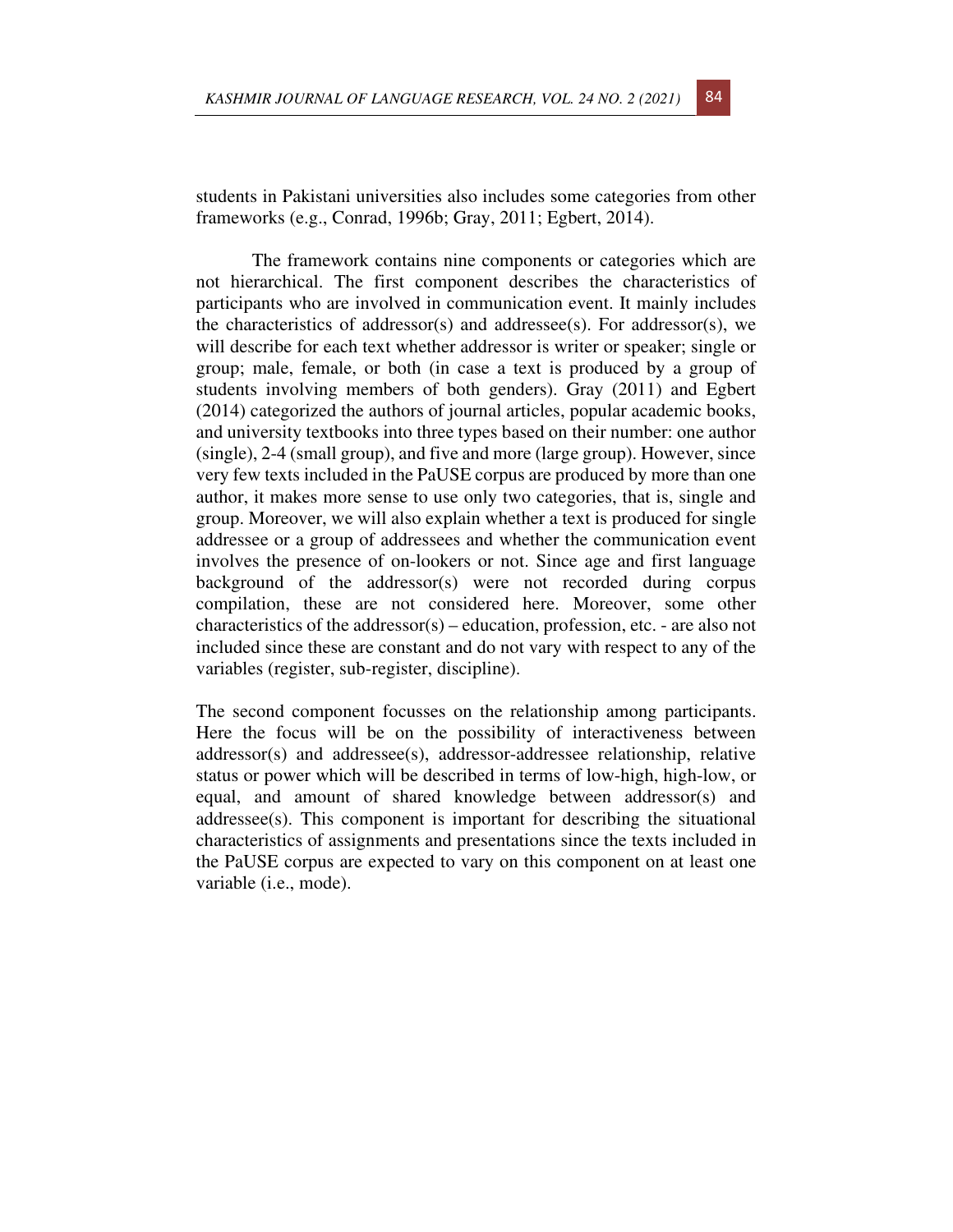students in Pakistani universities also includes some categories from other frameworks (e.g., Conrad, 1996b; Gray, 2011; Egbert, 2014).

The framework contains nine components or categories which are not hierarchical. The first component describes the characteristics of participants who are involved in communication event. It mainly includes the characteristics of addressor(s) and addressee(s). For addressor(s), we will describe for each text whether addressor is writer or speaker; single or group; male, female, or both (in case a text is produced by a group of students involving members of both genders). Gray (2011) and Egbert (2014) categorized the authors of journal articles, popular academic books, and university textbooks into three types based on their number: one author (single), 2-4 (small group), and five and more (large group). However, since very few texts included in the PaUSE corpus are produced by more than one author, it makes more sense to use only two categories, that is, single and group. Moreover, we will also explain whether a text is produced for single addressee or a group of addressees and whether the communication event involves the presence of on-lookers or not. Since age and first language background of the addressor(s) were not recorded during corpus compilation, these are not considered here. Moreover, some other characteristics of the addressor(s) – education, profession, etc. - are also not included since these are constant and do not vary with respect to any of the variables (register, sub-register, discipline).

The second component focusses on the relationship among participants. Here the focus will be on the possibility of interactiveness between addressor(s) and addressee(s), addressor-addressee relationship, relative status or power which will be described in terms of low-high, high-low, or equal, and amount of shared knowledge between addressor(s) and addressee(s). This component is important for describing the situational characteristics of assignments and presentations since the texts included in the PaUSE corpus are expected to vary on this component on at least one variable (i.e., mode).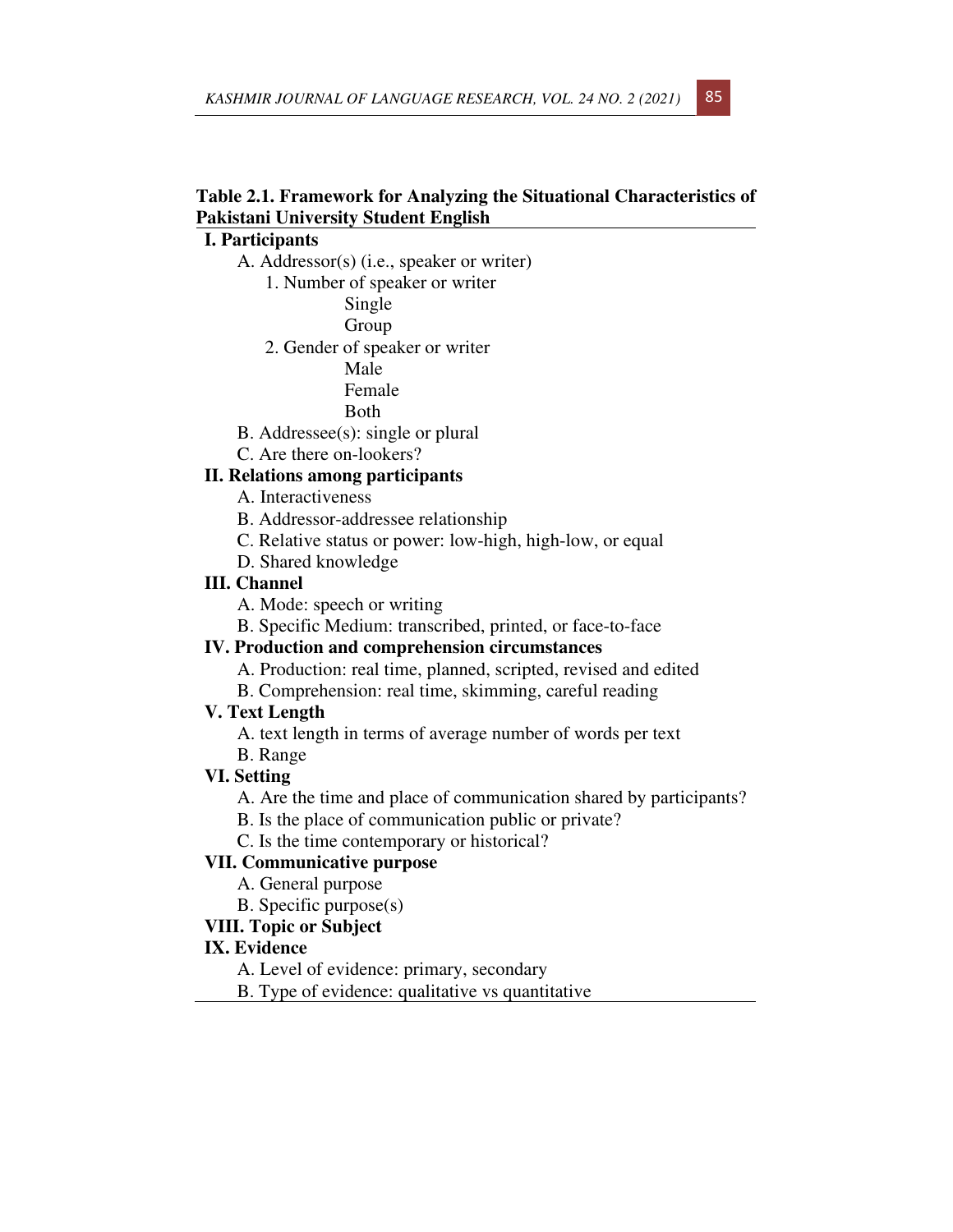**Table 2.1. Framework for Analyzing the Situational Characteristics of Pakistani University Student English**

**I. Participants**

- A. Addressor(s) (i.e., speaker or writer)
  - 1. Number of speaker or writer
    - Single
    - Group
  - 2. Gender of speaker or writer
    - Male
    - Female
    - Both
- B. Addressee(s): single or plural
- C. Are there on-lookers?

**II. Relations among participants**

- A. Interactiveness
- B. Addressor-addressee relationship
- C. Relative status or power: low-high, high-low, or equal
- D. Shared knowledge

**III. Channel**

- A. Mode: speech or writing
- B. Specific Medium: transcribed, printed, or face-to-face

**IV. Production and comprehension circumstances**

- A. Production: real time, planned, scripted, revised and edited
- B. Comprehension: real time, skimming, careful reading

**V. Text Length**

- A. text length in terms of average number of words per text
- B. Range

**VI. Setting**

- A. Are the time and place of communication shared by participants?
- B. Is the place of communication public or private?
- C. Is the time contemporary or historical?

**VII. Communicative purpose**

- A. General purpose
- B. Specific purpose(s)

**VIII. Topic or Subject**

**IX. Evidence**

- A. Level of evidence: primary, secondary
- B. Type of evidence: qualitative vs quantitative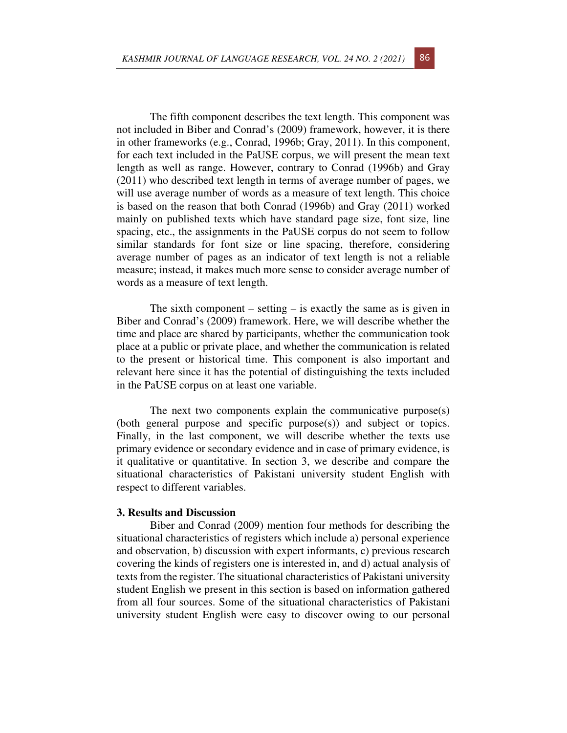The fifth component describes the text length. This component was not included in Biber and Conrad's (2009) framework, however, it is there in other frameworks (e.g., Conrad, 1996b; Gray, 2011). In this component, for each text included in the PaUSE corpus, we will present the mean text length as well as range. However, contrary to Conrad (1996b) and Gray (2011) who described text length in terms of average number of pages, we will use average number of words as a measure of text length. This choice is based on the reason that both Conrad (1996b) and Gray (2011) worked mainly on published texts which have standard page size, font size, line spacing, etc., the assignments in the PaUSE corpus do not seem to follow similar standards for font size or line spacing, therefore, considering average number of pages as an indicator of text length is not a reliable measure; instead, it makes much more sense to consider average number of words as a measure of text length.

The sixth component – setting – is exactly the same as is given in Biber and Conrad's (2009) framework. Here, we will describe whether the time and place are shared by participants, whether the communication took place at a public or private place, and whether the communication is related to the present or historical time. This component is also important and relevant here since it has the potential of distinguishing the texts included in the PaUSE corpus on at least one variable.

The next two components explain the communicative purpose(s) (both general purpose and specific purpose(s)) and subject or topics. Finally, in the last component, we will describe whether the texts use primary evidence or secondary evidence and in case of primary evidence, is it qualitative or quantitative. In section 3, we describe and compare the situational characteristics of Pakistani university student English with respect to different variables.

## 3. Results and Discussion

Biber and Conrad (2009) mention four methods for describing the situational characteristics of registers which include a) personal experience and observation, b) discussion with expert informants, c) previous research covering the kinds of registers one is interested in, and d) actual analysis of texts from the register. The situational characteristics of Pakistani university student English we present in this section is based on information gathered from all four sources. Some of the situational characteristics of Pakistani university student English were easy to discover owing to our personal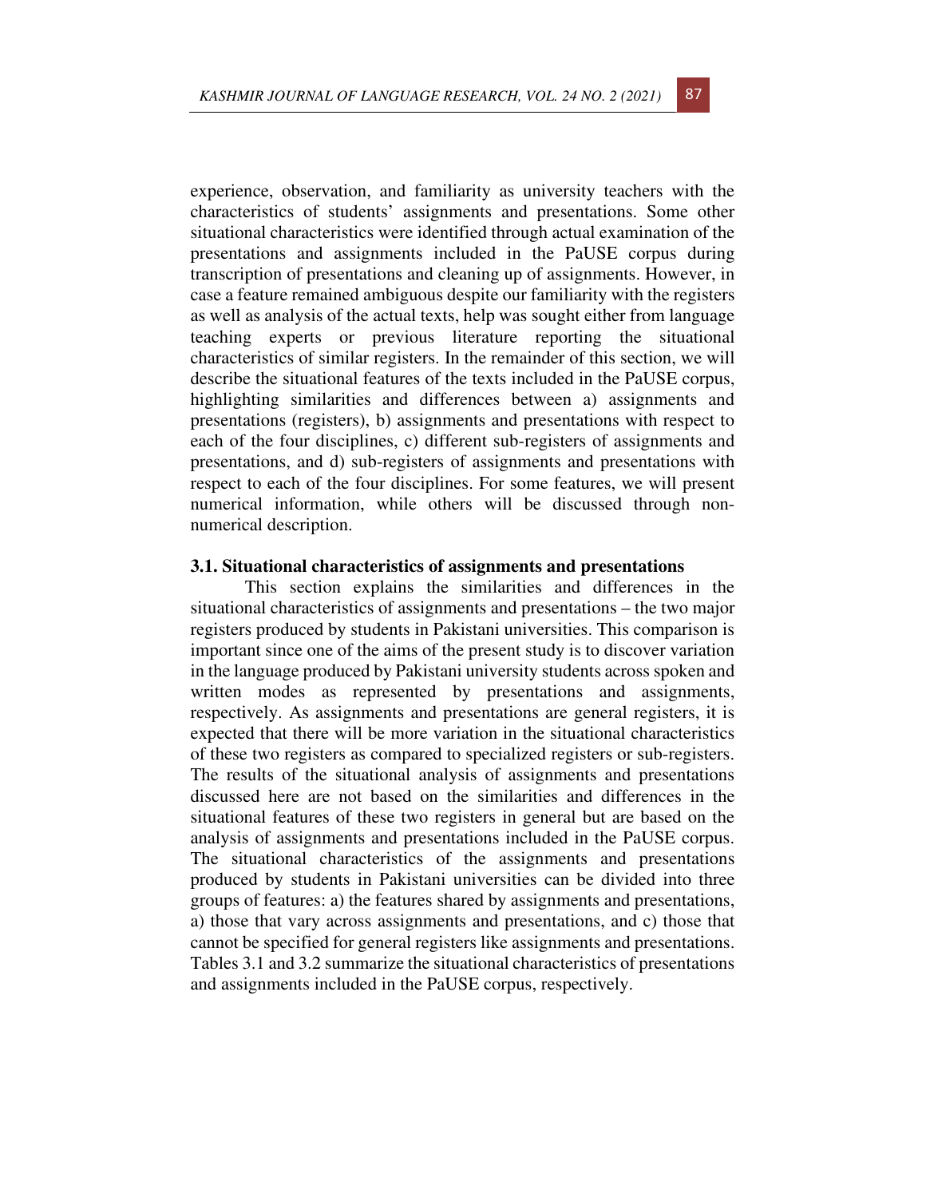experience, observation, and familiarity as university teachers with the characteristics of students' assignments and presentations. Some other situational characteristics were identified through actual examination of the presentations and assignments included in the PaUSE corpus during transcription of presentations and cleaning up of assignments. However, in case a feature remained ambiguous despite our familiarity with the registers as well as analysis of the actual texts, help was sought either from language teaching experts or previous literature reporting the situational characteristics of similar registers. In the remainder of this section, we will describe the situational features of the texts included in the PaUSE corpus, highlighting similarities and differences between a) assignments and presentations (registers), b) assignments and presentations with respect to each of the four disciplines, c) different sub-registers of assignments and presentations, and d) sub-registers of assignments and presentations with respect to each of the four disciplines. For some features, we will present numerical information, while others will be discussed through non-numerical description.

### 3.1. Situational characteristics of assignments and presentations

This section explains the similarities and differences in the situational characteristics of assignments and presentations – the two major registers produced by students in Pakistani universities. This comparison is important since one of the aims of the present study is to discover variation in the language produced by Pakistani university students across spoken and written modes as represented by presentations and assignments, respectively. As assignments and presentations are general registers, it is expected that there will be more variation in the situational characteristics of these two registers as compared to specialized registers or sub-registers. The results of the situational analysis of assignments and presentations discussed here are not based on the similarities and differences in the situational features of these two registers in general but are based on the analysis of assignments and presentations included in the PaUSE corpus. The situational characteristics of the assignments and presentations produced by students in Pakistani universities can be divided into three groups of features: a) the features shared by assignments and presentations, a) those that vary across assignments and presentations, and c) those that cannot be specified for general registers like assignments and presentations. Tables 3.1 and 3.2 summarize the situational characteristics of presentations and assignments included in the PaUSE corpus, respectively.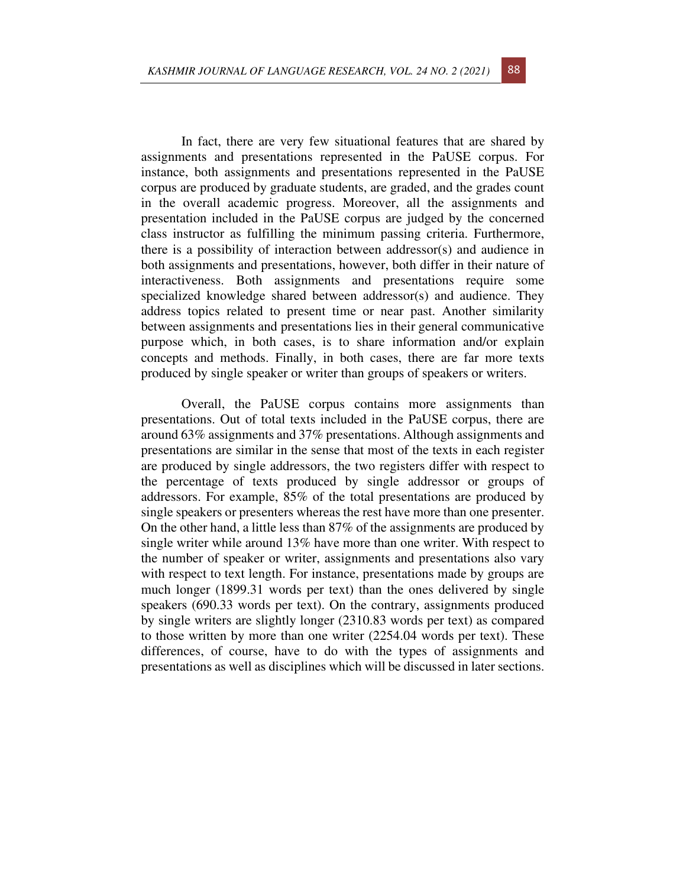In fact, there are very few situational features that are shared by assignments and presentations represented in the PaUSE corpus. For instance, both assignments and presentations represented in the PaUSE corpus are produced by graduate students, are graded, and the grades count in the overall academic progress. Moreover, all the assignments and presentation included in the PaUSE corpus are judged by the concerned class instructor as fulfilling the minimum passing criteria. Furthermore, there is a possibility of interaction between addressor(s) and audience in both assignments and presentations, however, both differ in their nature of interactiveness. Both assignments and presentations require some specialized knowledge shared between addressor(s) and audience. They address topics related to present time or near past. Another similarity between assignments and presentations lies in their general communicative purpose which, in both cases, is to share information and/or explain concepts and methods. Finally, in both cases, there are far more texts produced by single speaker or writer than groups of speakers or writers.

Overall, the PaUSE corpus contains more assignments than presentations. Out of total texts included in the PaUSE corpus, there are around 63% assignments and 37% presentations. Although assignments and presentations are similar in the sense that most of the texts in each register are produced by single addressors, the two registers differ with respect to the percentage of texts produced by single addressor or groups of addressors. For example, 85% of the total presentations are produced by single speakers or presenters whereas the rest have more than one presenter. On the other hand, a little less than 87% of the assignments are produced by single writer while around 13% have more than one writer. With respect to the number of speaker or writer, assignments and presentations also vary with respect to text length. For instance, presentations made by groups are much longer (1899.31 words per text) than the ones delivered by single speakers (690.33 words per text). On the contrary, assignments produced by single writers are slightly longer (2310.83 words per text) as compared to those written by more than one writer (2254.04 words per text). These differences, of course, have to do with the types of assignments and presentations as well as disciplines which will be discussed in later sections.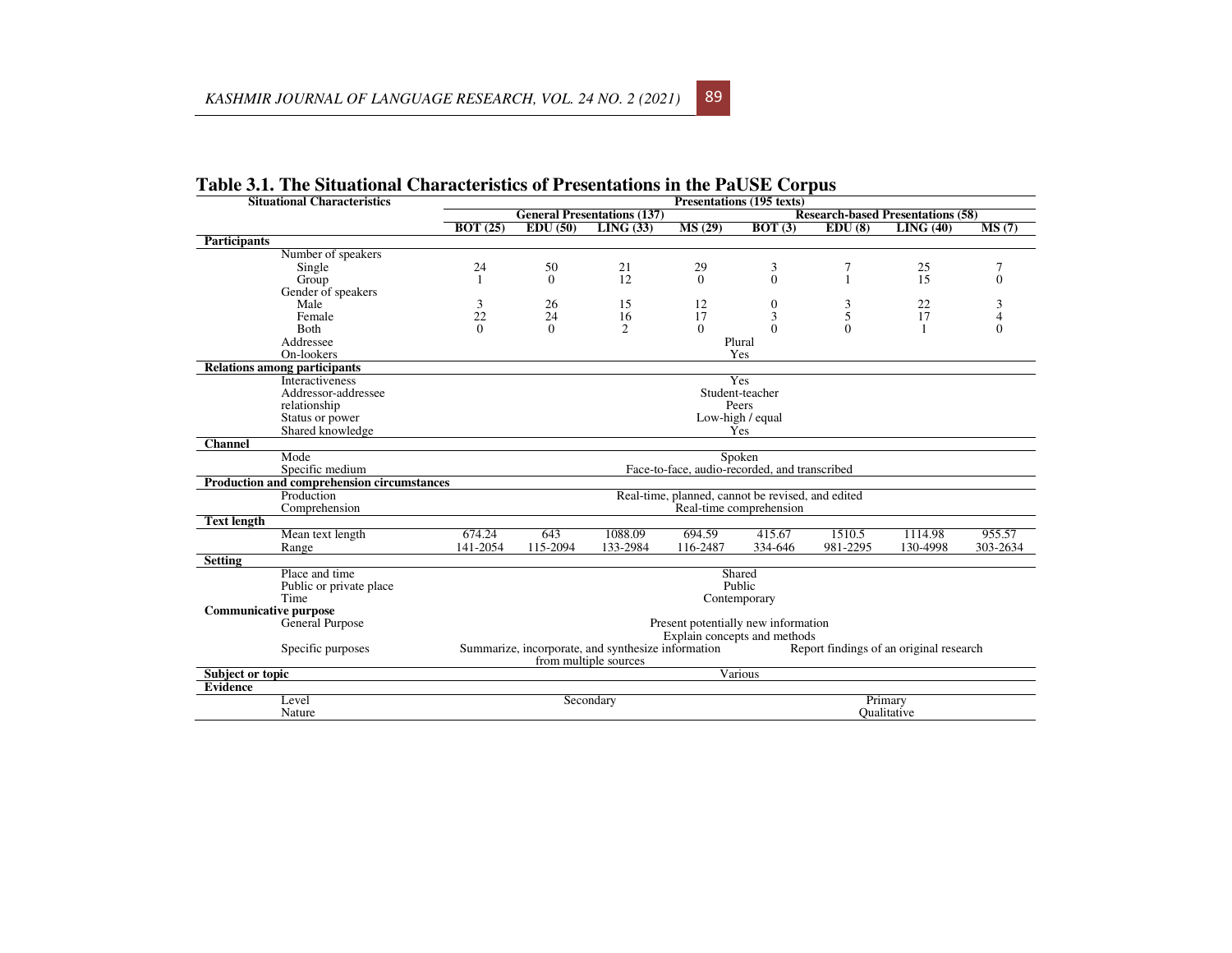**Table 3.1. The Situational Characteristics of Presentations in the PaUSE Corpus**

| Situational Characteristics | Presentations (195 texts) | | | | | | | |
|---|---|---|---|---|---|---|---|---|
| | General Presentations (137) | | | | Research-based Presentations (58) | | | |
| | BOT (25) | EDU (50) | LING (33) | MS (29) | BOT (3) | EDU (8) | LING (40) | MS (7) |
| **Participants** | | | | | | | | |
| Number of speakers | | | | | | | | |
| Single | 24 | 50 | 21 | 29 | 3 | 7 | 25 | 7 |
| Group | 1 | 0 | 12 | 0 | 0 | 1 | 15 | 0 |
| Gender of speakers | | | | | | | | |
| Male | 3 | 26 | 15 | 12 | 0 | 3 | 22 | 3 |
| Female | 22 | 24 | 16 | 17 | 3 | 5 | 17 | 4 |
| Both | 0 | 0 | 2 | 0 | 0 | 0 | 1 | 0 |
| Addressee | Plural | | | | | | | |
| On-lookers | Yes | | | | | | | |
| **Relations among participants** | | | | | | | | |
| Interactiveness | Yes | | | | | | | |
| Addressor-addressee relationship | Student-teacher / Peers | | | | | | | |
| Status or power | Low-high / equal | | | | | | | |
| Shared knowledge | Yes | | | | | | | |
| **Channel** | | | | | | | | |
| Mode | Spoken | | | | | | | |
| Specific medium | Face-to-face, audio-recorded, and transcribed | | | | | | | |
| **Production and comprehension circumstances** | | | | | | | | |
| Production | Real-time, planned, cannot be revised, and edited | | | | | | | |
| Comprehension | Real-time comprehension | | | | | | | |
| **Text length** | | | | | | | | |
| Mean text length | 674.24 | 643 | 1088.09 | 694.59 | 415.67 | 1510.5 | 1114.98 | 955.57 |
| Range | 141-2054 | 115-2094 | 133-2984 | 116-2487 | 334-646 | 981-2295 | 130-4998 | 303-2634 |
| **Setting** | | | | | | | | |
| Place and time | Shared | | | | | | | |
| Public or private place | Public | | | | | | | |
| Time | Contemporary | | | | | | | |
| **Communicative purpose** | | | | | | | | |
| General Purpose | Present potentially new information; Explain concepts and methods | | | | | | | |
| Specific purposes | Summarize, incorporate, and synthesize information from multiple sources | | | | Report findings of an original research | | | |
| **Subject or topic** | Various | | | | | | | |
| **Evidence** | | | | | | | | |
| Level | Secondary | | | | Primary | | | |
| Nature | | | | | Qualitative | | | |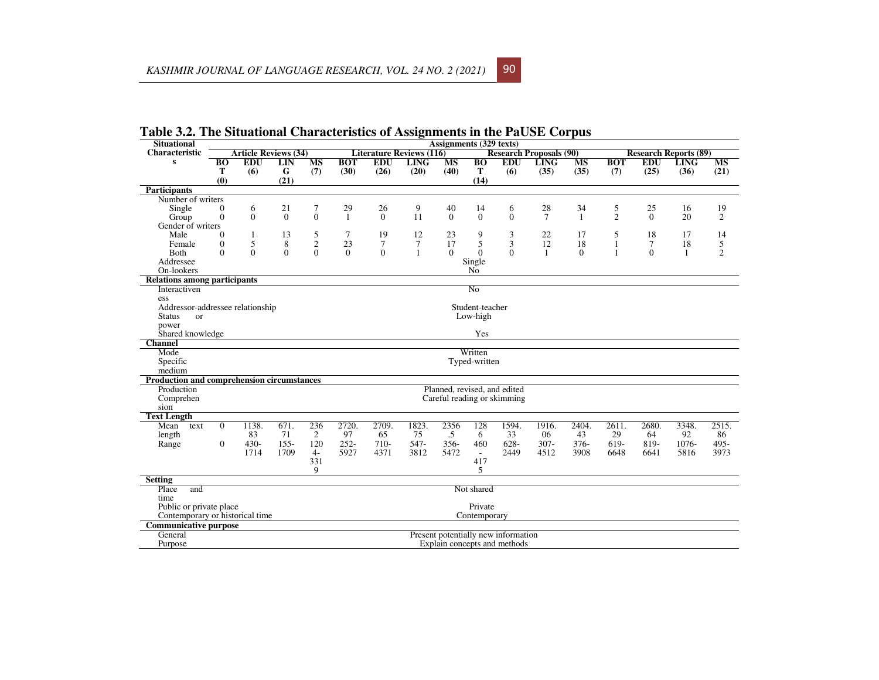## Table 3.2. The Situational Characteristics of Assignments in the PaUSE Corpus

| Situational Characteristics | Assignments (329 texts) | | | | | | | | | | | | | | | |
|---|---|---|---|---|---|---|---|---|---|---|---|---|---|---|---|---|
| | Article Reviews (34) | | | | Literature Reviews (116) | | | | Research Proposals (90) | | | | Research Reports (89) | | | |
| | BOT (0) | EDU (6) | LING (21) | MS (7) | BOT (30) | EDU (26) | LING (20) | MS (40) | BOT (14) | EDU (6) | LING (35) | MS (35) | BOT (7) | EDU (25) | LING (36) | MS (21) |
| **Participants** | | | | | | | | | | | | | | | | |
| Number of writers | | | | | | | | | | | | | | | | |
| Single | 0 | 6 | 21 | 7 | 29 | 26 | 9 | 40 | 14 | 6 | 28 | 34 | 5 | 25 | 16 | 19 |
| Group | 0 | 0 | 0 | 0 | 1 | 0 | 11 | 0 | 0 | 0 | 7 | 1 | 2 | 0 | 20 | 2 |
| Gender of writers | | | | | | | | | | | | | | | | |
| Male | 0 | 1 | 13 | 5 | 7 | 19 | 12 | 23 | 9 | 3 | 22 | 17 | 5 | 18 | 17 | 14 |
| Female | 0 | 5 | 8 | 2 | 23 | 7 | 7 | 17 | 5 | 3 | 12 | 18 | 1 | 7 | 18 | 5 |
| Both | 0 | 0 | 0 | 0 | 0 | 0 | 1 | 0 | 0 | 0 | 1 | 0 | 1 | 0 | 1 | 2 |
| Addressee | Single | | | | | | | | | | | | | | | |
| On-lookers | No | | | | | | | | | | | | | | | |
| **Relations among participants** | | | | | | | | | | | | | | | | |
| Interactiveness | No | | | | | | | | | | | | | | | |
| Addressor-addressee relationship | Student-teacher | | | | | | | | | | | | | | | |
| Status or power | Low-high | | | | | | | | | | | | | | | |
| Shared knowledge | Yes | | | | | | | | | | | | | | | |
| **Channel** | | | | | | | | | | | | | | | | |
| Mode | Written | | | | | | | | | | | | | | | |
| Specific medium | Typed-written | | | | | | | | | | | | | | | |
| **Production and comprehension circumstances** | | | | | | | | | | | | | | | | |
| Production | Planned, revised, and edited | | | | | | | | | | | | | | | |
| Comprehension | Careful reading or skimming | | | | | | | | | | | | | | | |
| **Text Length** | | | | | | | | | | | | | | | | |
| Mean text length | 0 | 1138.83 | 671.71 | 2362 | 2720.97 | 2709.65 | 1823.75 | 2356.5 | 1286 | 1594.33 | 1916.06 | 2404.43 | 2611.29 | 2680.64 | 3348.92 | 2515.86 |
| Range | 0 | 430-1714 | 155-1709 | 1204-3319 | 252-5927 | 710-4371 | 547-3812 | 356-5472 | 460-4175 | 628-2449 | 307-4512 | 376-3908 | 619-6648 | 819-6641 | 1076-5816 | 495-3973 |
| **Setting** | | | | | | | | | | | | | | | | |
| Place and time | Not shared | | | | | | | | | | | | | | | |
| Public or private place | Private | | | | | | | | | | | | | | | |
| Contemporary or historical time | Contemporary | | | | | | | | | | | | | | | |
| **Communicative purpose** | | | | | | | | | | | | | | | | |
| General | Present potentially new information | | | | | | | | | | | | | | | |
| Purpose | Explain concepts and methods | | | | | | | | | | | | | | | |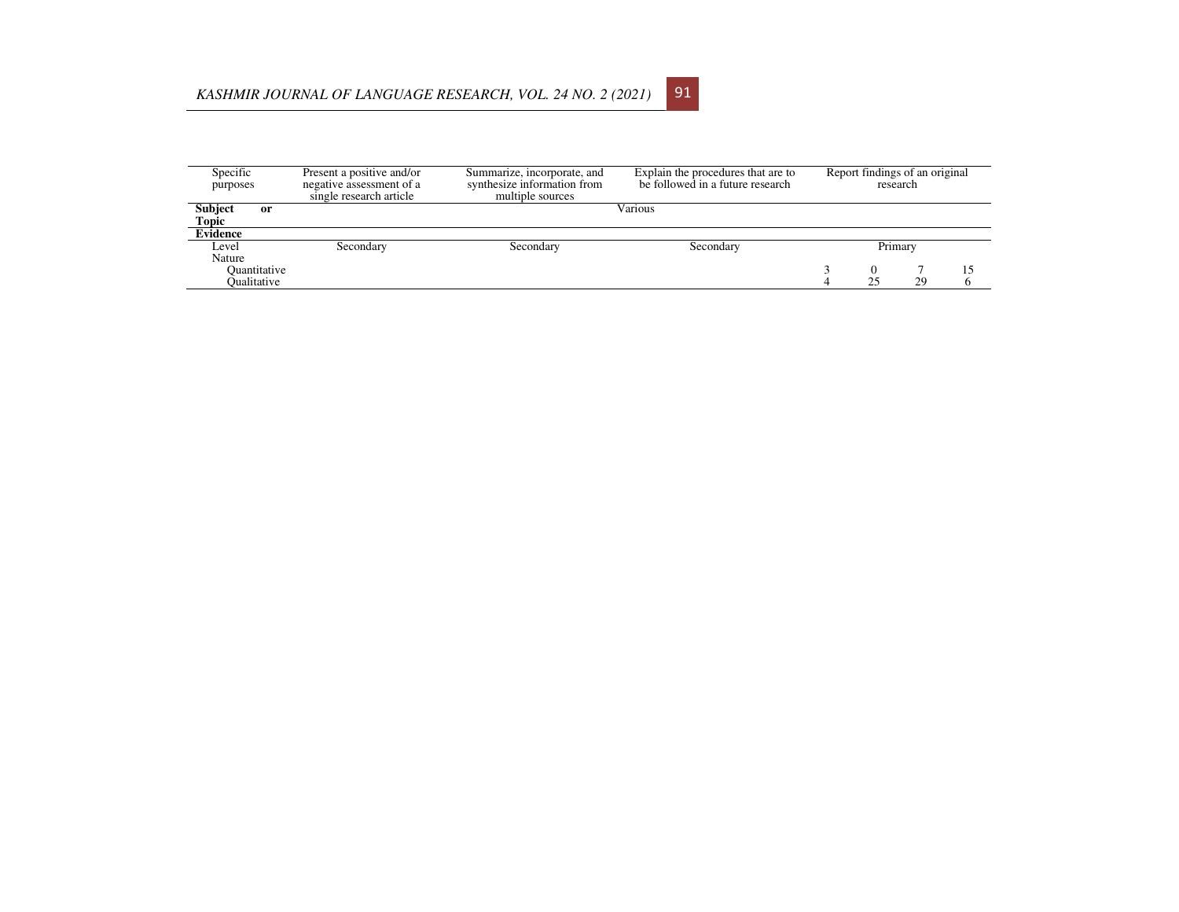| Specific purposes | Present a positive and/or negative assessment of a single research article | Summarize, incorporate, and synthesize information from multiple sources | Explain the procedures that are to be followed in a future research | Report findings of an original research | | | |
|---|---|---|---|---|---|---|---|
| **Subject or Topic** | | | Various | | | | |
| **Evidence** | | | | | | | |
| Level | Secondary | Secondary | Secondary | Primary | | | |
| Nature | | | | | | | |
| Quantitative | | | | 3 | 0 | 7 | 15 |
| Qualitative | | | | 4 | 25 | 29 | 6 |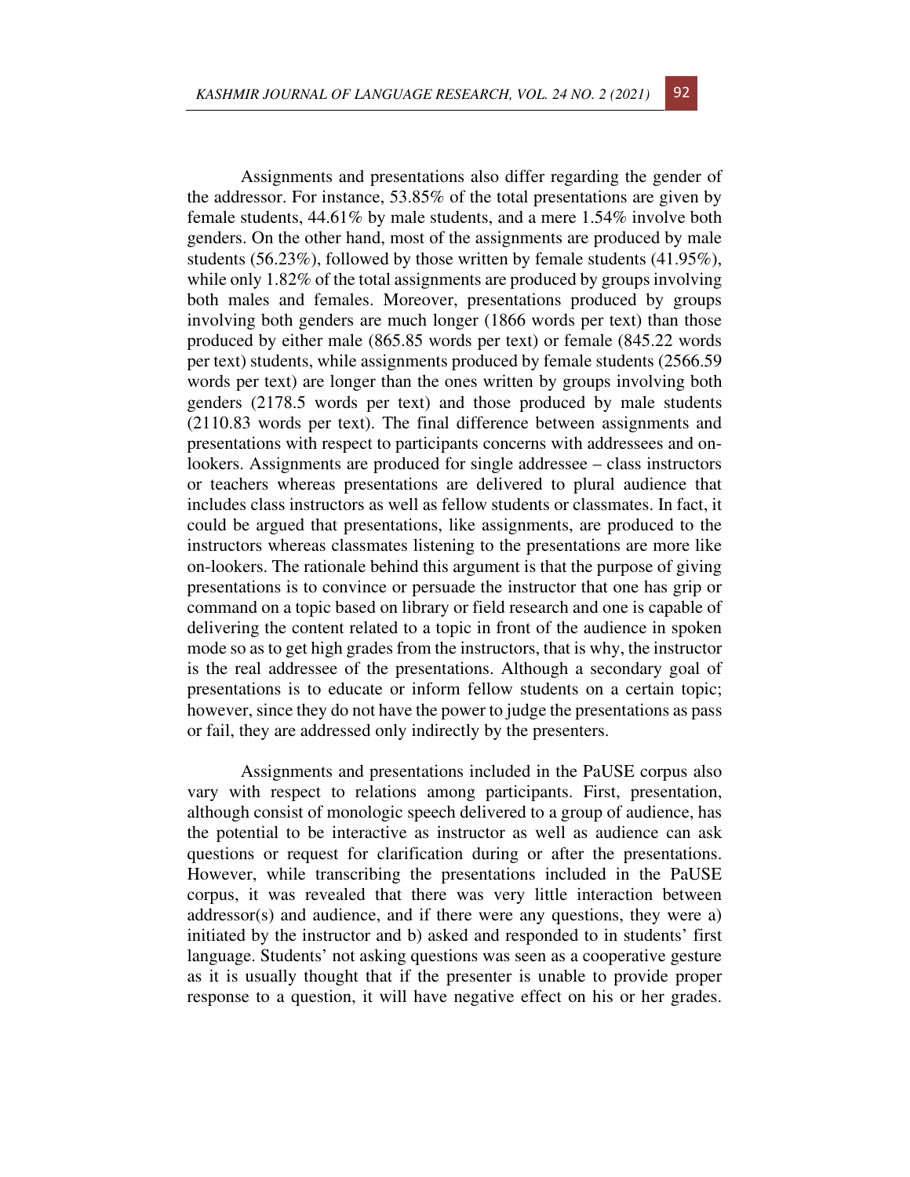Assignments and presentations also differ regarding the gender of the addressor. For instance, 53.85% of the total presentations are given by female students, 44.61% by male students, and a mere 1.54% involve both genders. On the other hand, most of the assignments are produced by male students (56.23%), followed by those written by female students (41.95%), while only 1.82% of the total assignments are produced by groups involving both males and females. Moreover, presentations produced by groups involving both genders are much longer (1866 words per text) than those produced by either male (865.85 words per text) or female (845.22 words per text) students, while assignments produced by female students (2566.59 words per text) are longer than the ones written by groups involving both genders (2178.5 words per text) and those produced by male students (2110.83 words per text). The final difference between assignments and presentations with respect to participants concerns with addressees and on-lookers. Assignments are produced for single addressee – class instructors or teachers whereas presentations are delivered to plural audience that includes class instructors as well as fellow students or classmates. In fact, it could be argued that presentations, like assignments, are produced to the instructors whereas classmates listening to the presentations are more like on-lookers. The rationale behind this argument is that the purpose of giving presentations is to convince or persuade the instructor that one has grip or command on a topic based on library or field research and one is capable of delivering the content related to a topic in front of the audience in spoken mode so as to get high grades from the instructors, that is why, the instructor is the real addressee of the presentations. Although a secondary goal of presentations is to educate or inform fellow students on a certain topic; however, since they do not have the power to judge the presentations as pass or fail, they are addressed only indirectly by the presenters.

Assignments and presentations included in the PaUSE corpus also vary with respect to relations among participants. First, presentation, although consist of monologic speech delivered to a group of audience, has the potential to be interactive as instructor as well as audience can ask questions or request for clarification during or after the presentations. However, while transcribing the presentations included in the PaUSE corpus, it was revealed that there was very little interaction between addressor(s) and audience, and if there were any questions, they were a) initiated by the instructor and b) asked and responded to in students' first language. Students' not asking questions was seen as a cooperative gesture as it is usually thought that if the presenter is unable to provide proper response to a question, it will have negative effect on his or her grades.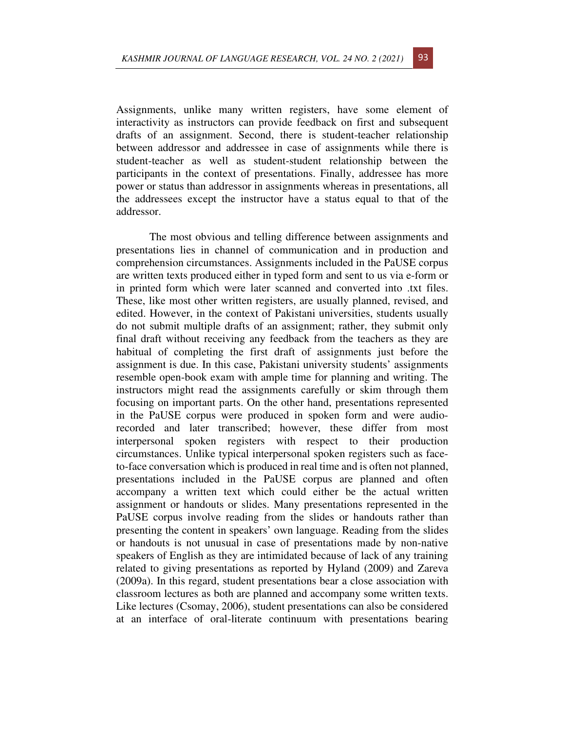Assignments, unlike many written registers, have some element of interactivity as instructors can provide feedback on first and subsequent drafts of an assignment. Second, there is student-teacher relationship between addressor and addressee in case of assignments while there is student-teacher as well as student-student relationship between the participants in the context of presentations. Finally, addressee has more power or status than addressor in assignments whereas in presentations, all the addressees except the instructor have a status equal to that of the addressor.

The most obvious and telling difference between assignments and presentations lies in channel of communication and in production and comprehension circumstances. Assignments included in the PaUSE corpus are written texts produced either in typed form and sent to us via e-form or in printed form which were later scanned and converted into .txt files. These, like most other written registers, are usually planned, revised, and edited. However, in the context of Pakistani universities, students usually do not submit multiple drafts of an assignment; rather, they submit only final draft without receiving any feedback from the teachers as they are habitual of completing the first draft of assignments just before the assignment is due. In this case, Pakistani university students' assignments resemble open-book exam with ample time for planning and writing. The instructors might read the assignments carefully or skim through them focusing on important parts. On the other hand, presentations represented in the PaUSE corpus were produced in spoken form and were audio-recorded and later transcribed; however, these differ from most interpersonal spoken registers with respect to their production circumstances. Unlike typical interpersonal spoken registers such as face-to-face conversation which is produced in real time and is often not planned, presentations included in the PaUSE corpus are planned and often accompany a written text which could either be the actual written assignment or handouts or slides. Many presentations represented in the PaUSE corpus involve reading from the slides or handouts rather than presenting the content in speakers' own language. Reading from the slides or handouts is not unusual in case of presentations made by non-native speakers of English as they are intimidated because of lack of any training related to giving presentations as reported by Hyland (2009) and Zareva (2009a). In this regard, student presentations bear a close association with classroom lectures as both are planned and accompany some written texts. Like lectures (Csomay, 2006), student presentations can also be considered at an interface of oral-literate continuum with presentations bearing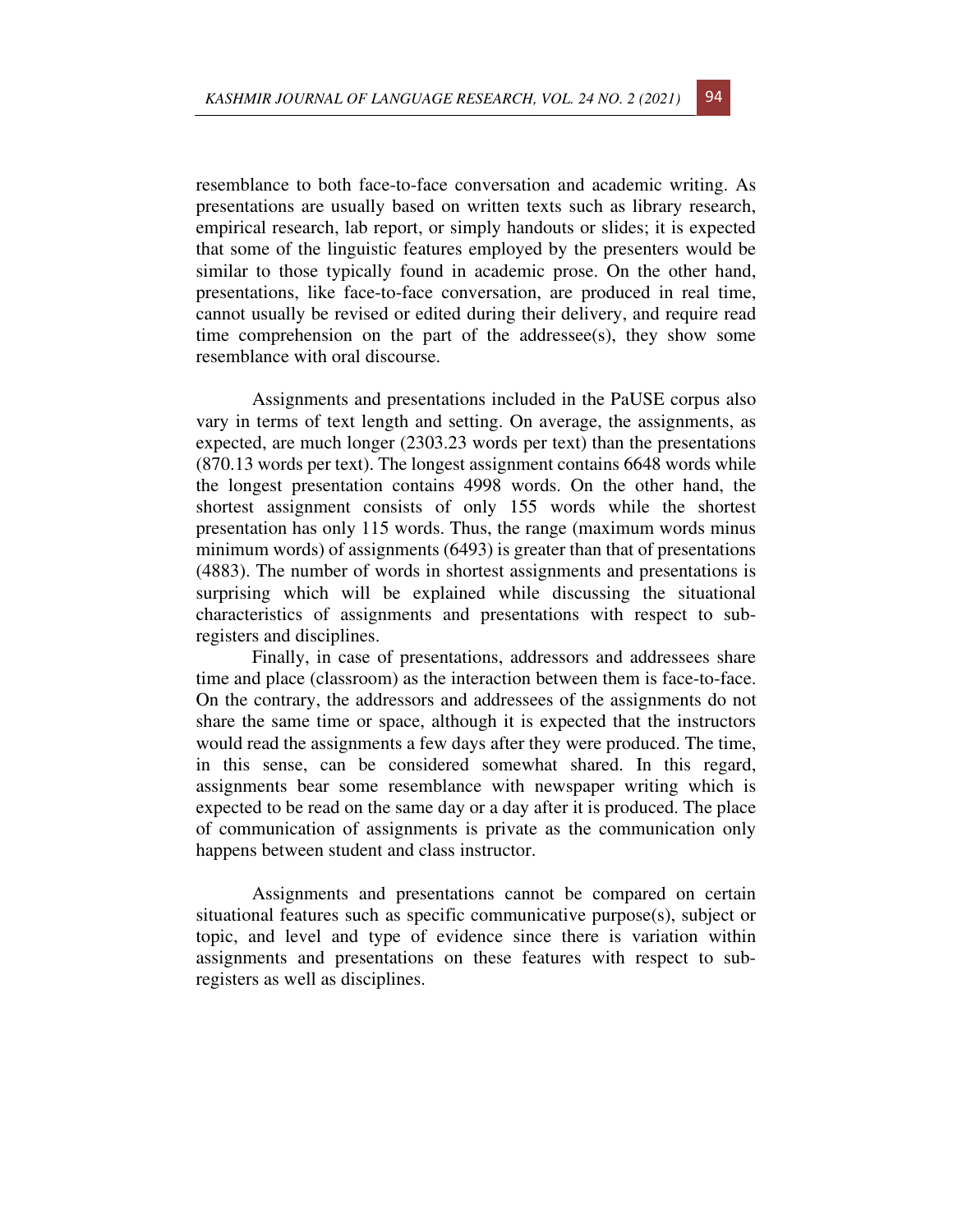resemblance to both face-to-face conversation and academic writing. As presentations are usually based on written texts such as library research, empirical research, lab report, or simply handouts or slides; it is expected that some of the linguistic features employed by the presenters would be similar to those typically found in academic prose. On the other hand, presentations, like face-to-face conversation, are produced in real time, cannot usually be revised or edited during their delivery, and require read time comprehension on the part of the addressee(s), they show some resemblance with oral discourse.

Assignments and presentations included in the PaUSE corpus also vary in terms of text length and setting. On average, the assignments, as expected, are much longer (2303.23 words per text) than the presentations (870.13 words per text). The longest assignment contains 6648 words while the longest presentation contains 4998 words. On the other hand, the shortest assignment consists of only 155 words while the shortest presentation has only 115 words. Thus, the range (maximum words minus minimum words) of assignments (6493) is greater than that of presentations (4883). The number of words in shortest assignments and presentations is surprising which will be explained while discussing the situational characteristics of assignments and presentations with respect to sub-registers and disciplines.

Finally, in case of presentations, addressors and addressees share time and place (classroom) as the interaction between them is face-to-face. On the contrary, the addressors and addressees of the assignments do not share the same time or space, although it is expected that the instructors would read the assignments a few days after they were produced. The time, in this sense, can be considered somewhat shared. In this regard, assignments bear some resemblance with newspaper writing which is expected to be read on the same day or a day after it is produced. The place of communication of assignments is private as the communication only happens between student and class instructor.

Assignments and presentations cannot be compared on certain situational features such as specific communicative purpose(s), subject or topic, and level and type of evidence since there is variation within assignments and presentations on these features with respect to sub-registers as well as disciplines.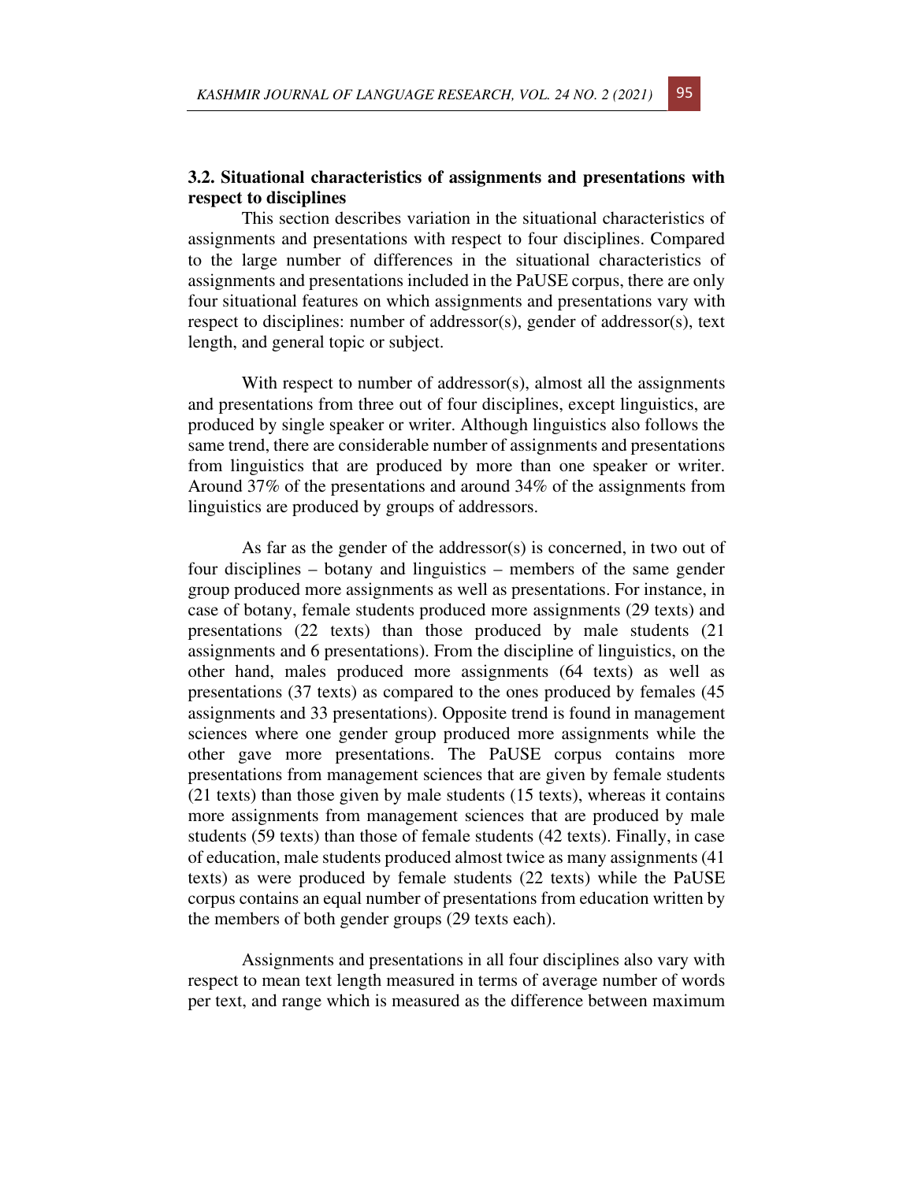### 3.2. Situational characteristics of assignments and presentations with respect to disciplines

This section describes variation in the situational characteristics of assignments and presentations with respect to four disciplines. Compared to the large number of differences in the situational characteristics of assignments and presentations included in the PaUSE corpus, there are only four situational features on which assignments and presentations vary with respect to disciplines: number of addressor(s), gender of addressor(s), text length, and general topic or subject.

With respect to number of addressor(s), almost all the assignments and presentations from three out of four disciplines, except linguistics, are produced by single speaker or writer. Although linguistics also follows the same trend, there are considerable number of assignments and presentations from linguistics that are produced by more than one speaker or writer. Around 37% of the presentations and around 34% of the assignments from linguistics are produced by groups of addressors.

As far as the gender of the addressor(s) is concerned, in two out of four disciplines – botany and linguistics – members of the same gender group produced more assignments as well as presentations. For instance, in case of botany, female students produced more assignments (29 texts) and presentations (22 texts) than those produced by male students (21 assignments and 6 presentations). From the discipline of linguistics, on the other hand, males produced more assignments (64 texts) as well as presentations (37 texts) as compared to the ones produced by females (45 assignments and 33 presentations). Opposite trend is found in management sciences where one gender group produced more assignments while the other gave more presentations. The PaUSE corpus contains more presentations from management sciences that are given by female students (21 texts) than those given by male students (15 texts), whereas it contains more assignments from management sciences that are produced by male students (59 texts) than those of female students (42 texts). Finally, in case of education, male students produced almost twice as many assignments (41 texts) as were produced by female students (22 texts) while the PaUSE corpus contains an equal number of presentations from education written by the members of both gender groups (29 texts each).

Assignments and presentations in all four disciplines also vary with respect to mean text length measured in terms of average number of words per text, and range which is measured as the difference between maximum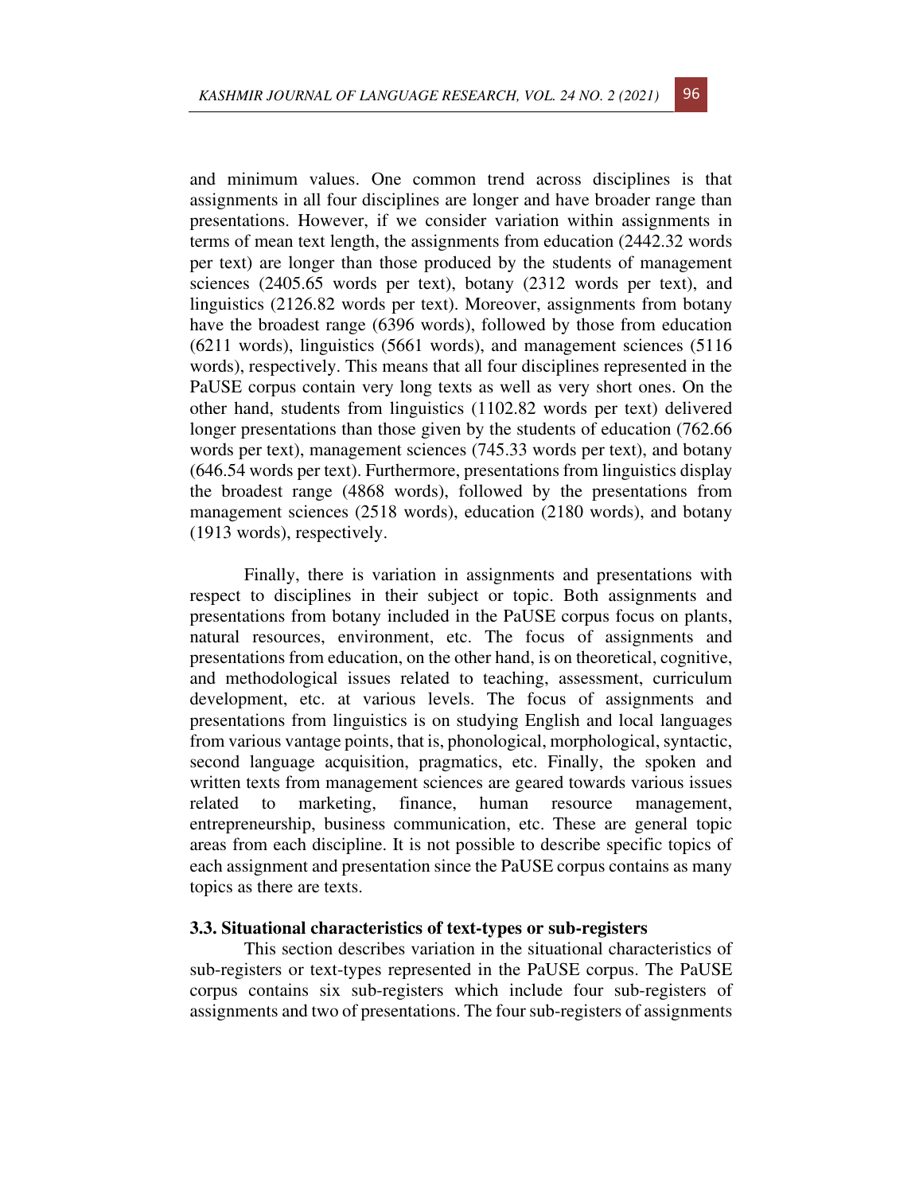and minimum values. One common trend across disciplines is that assignments in all four disciplines are longer and have broader range than presentations. However, if we consider variation within assignments in terms of mean text length, the assignments from education (2442.32 words per text) are longer than those produced by the students of management sciences (2405.65 words per text), botany (2312 words per text), and linguistics (2126.82 words per text). Moreover, assignments from botany have the broadest range (6396 words), followed by those from education (6211 words), linguistics (5661 words), and management sciences (5116 words), respectively. This means that all four disciplines represented in the PaUSE corpus contain very long texts as well as very short ones. On the other hand, students from linguistics (1102.82 words per text) delivered longer presentations than those given by the students of education (762.66 words per text), management sciences (745.33 words per text), and botany (646.54 words per text). Furthermore, presentations from linguistics display the broadest range (4868 words), followed by the presentations from management sciences (2518 words), education (2180 words), and botany (1913 words), respectively.

Finally, there is variation in assignments and presentations with respect to disciplines in their subject or topic. Both assignments and presentations from botany included in the PaUSE corpus focus on plants, natural resources, environment, etc. The focus of assignments and presentations from education, on the other hand, is on theoretical, cognitive, and methodological issues related to teaching, assessment, curriculum development, etc. at various levels. The focus of assignments and presentations from linguistics is on studying English and local languages from various vantage points, that is, phonological, morphological, syntactic, second language acquisition, pragmatics, etc. Finally, the spoken and written texts from management sciences are geared towards various issues related to marketing, finance, human resource management, entrepreneurship, business communication, etc. These are general topic areas from each discipline. It is not possible to describe specific topics of each assignment and presentation since the PaUSE corpus contains as many topics as there are texts.

### 3.3. Situational characteristics of text-types or sub-registers

This section describes variation in the situational characteristics of sub-registers or text-types represented in the PaUSE corpus. The PaUSE corpus contains six sub-registers which include four sub-registers of assignments and two of presentations. The four sub-registers of assignments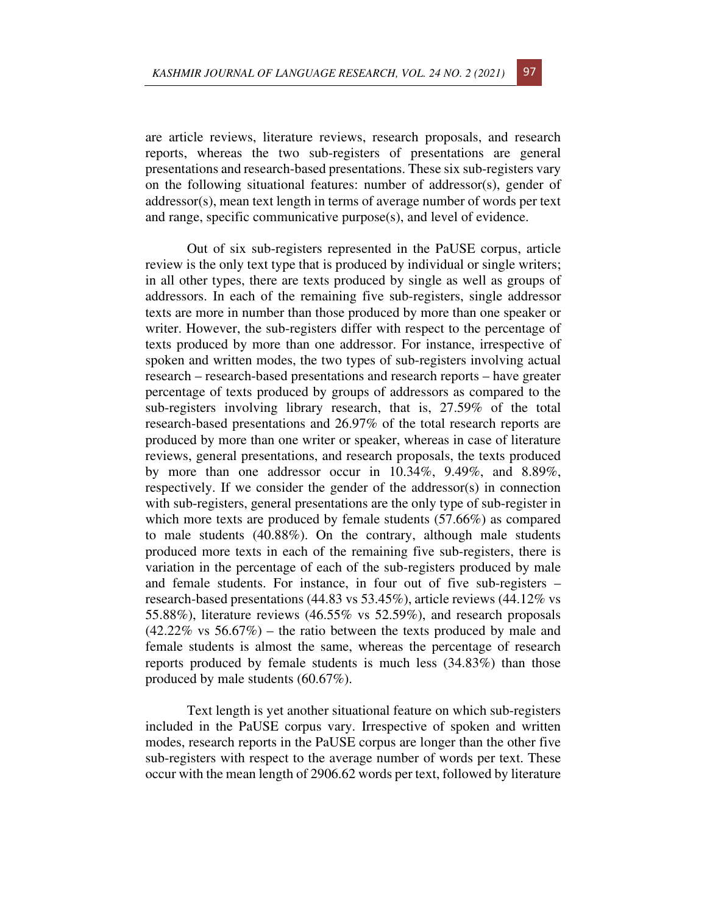are article reviews, literature reviews, research proposals, and research reports, whereas the two sub-registers of presentations are general presentations and research-based presentations. These six sub-registers vary on the following situational features: number of addressor(s), gender of addressor(s), mean text length in terms of average number of words per text and range, specific communicative purpose(s), and level of evidence.

Out of six sub-registers represented in the PaUSE corpus, article review is the only text type that is produced by individual or single writers; in all other types, there are texts produced by single as well as groups of addressors. In each of the remaining five sub-registers, single addressor texts are more in number than those produced by more than one speaker or writer. However, the sub-registers differ with respect to the percentage of texts produced by more than one addressor. For instance, irrespective of spoken and written modes, the two types of sub-registers involving actual research – research-based presentations and research reports – have greater percentage of texts produced by groups of addressors as compared to the sub-registers involving library research, that is, 27.59% of the total research-based presentations and 26.97% of the total research reports are produced by more than one writer or speaker, whereas in case of literature reviews, general presentations, and research proposals, the texts produced by more than one addressor occur in 10.34%, 9.49%, and 8.89%, respectively. If we consider the gender of the addressor(s) in connection with sub-registers, general presentations are the only type of sub-register in which more texts are produced by female students (57.66%) as compared to male students (40.88%). On the contrary, although male students produced more texts in each of the remaining five sub-registers, there is variation in the percentage of each of the sub-registers produced by male and female students. For instance, in four out of five sub-registers – research-based presentations (44.83 vs 53.45%), article reviews (44.12% vs 55.88%), literature reviews (46.55% vs 52.59%), and research proposals (42.22% vs 56.67%) – the ratio between the texts produced by male and female students is almost the same, whereas the percentage of research reports produced by female students is much less (34.83%) than those produced by male students (60.67%).

Text length is yet another situational feature on which sub-registers included in the PaUSE corpus vary. Irrespective of spoken and written modes, research reports in the PaUSE corpus are longer than the other five sub-registers with respect to the average number of words per text. These occur with the mean length of 2906.62 words per text, followed by literature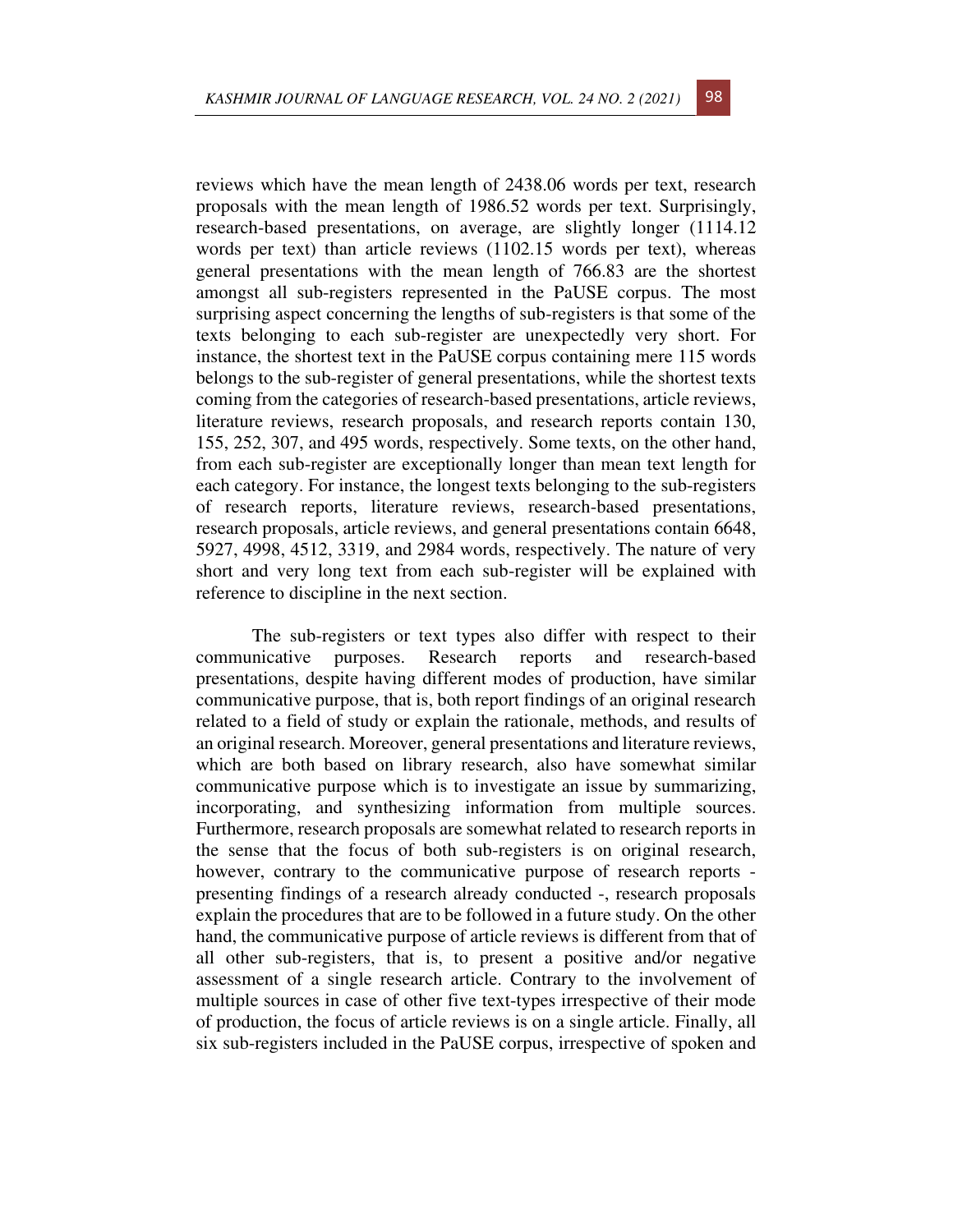reviews which have the mean length of 2438.06 words per text, research proposals with the mean length of 1986.52 words per text. Surprisingly, research-based presentations, on average, are slightly longer (1114.12 words per text) than article reviews (1102.15 words per text), whereas general presentations with the mean length of 766.83 are the shortest amongst all sub-registers represented in the PaUSE corpus. The most surprising aspect concerning the lengths of sub-registers is that some of the texts belonging to each sub-register are unexpectedly very short. For instance, the shortest text in the PaUSE corpus containing mere 115 words belongs to the sub-register of general presentations, while the shortest texts coming from the categories of research-based presentations, article reviews, literature reviews, research proposals, and research reports contain 130, 155, 252, 307, and 495 words, respectively. Some texts, on the other hand, from each sub-register are exceptionally longer than mean text length for each category. For instance, the longest texts belonging to the sub-registers of research reports, literature reviews, research-based presentations, research proposals, article reviews, and general presentations contain 6648, 5927, 4998, 4512, 3319, and 2984 words, respectively. The nature of very short and very long text from each sub-register will be explained with reference to discipline in the next section.

The sub-registers or text types also differ with respect to their communicative purposes. Research reports and research-based presentations, despite having different modes of production, have similar communicative purpose, that is, both report findings of an original research related to a field of study or explain the rationale, methods, and results of an original research. Moreover, general presentations and literature reviews, which are both based on library research, also have somewhat similar communicative purpose which is to investigate an issue by summarizing, incorporating, and synthesizing information from multiple sources. Furthermore, research proposals are somewhat related to research reports in the sense that the focus of both sub-registers is on original research, however, contrary to the communicative purpose of research reports - presenting findings of a research already conducted -, research proposals explain the procedures that are to be followed in a future study. On the other hand, the communicative purpose of article reviews is different from that of all other sub-registers, that is, to present a positive and/or negative assessment of a single research article. Contrary to the involvement of multiple sources in case of other five text-types irrespective of their mode of production, the focus of article reviews is on a single article. Finally, all six sub-registers included in the PaUSE corpus, irrespective of spoken and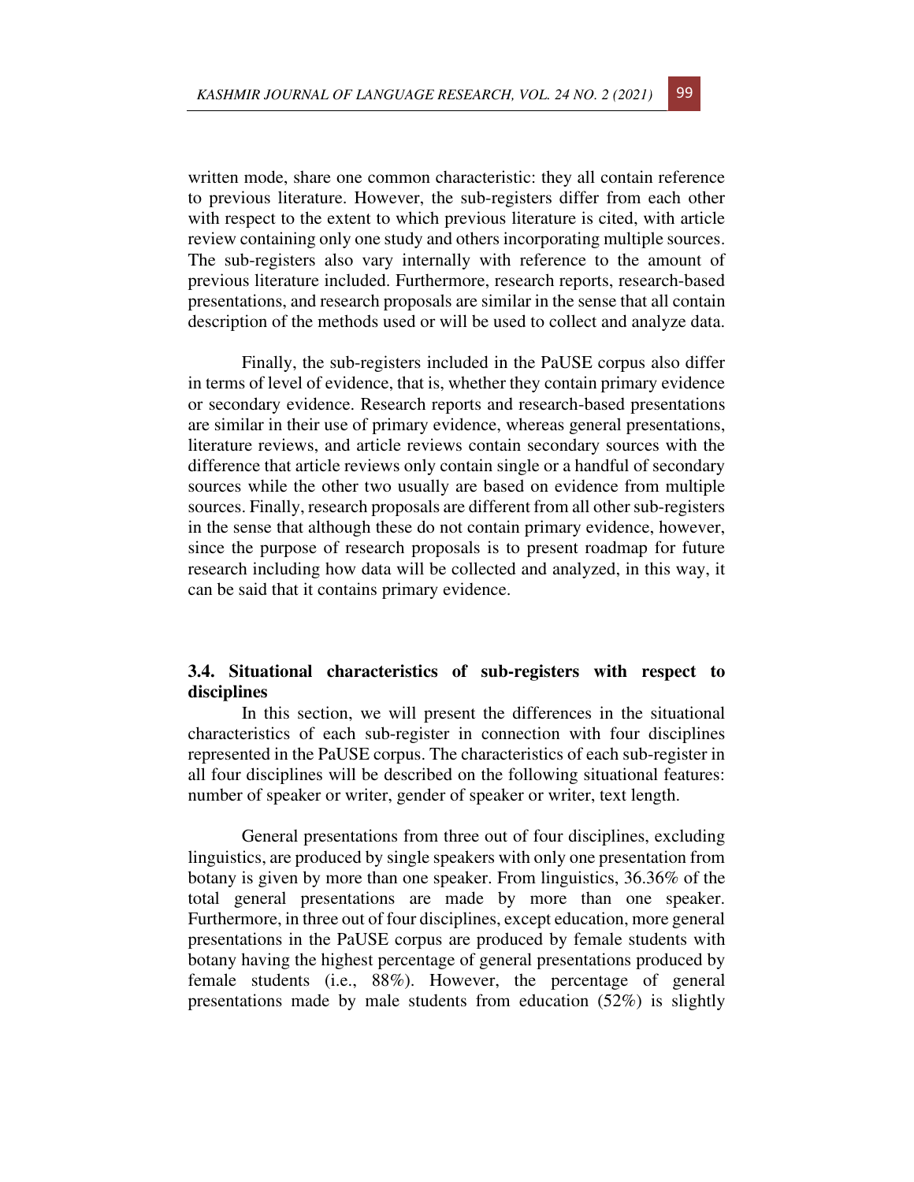written mode, share one common characteristic: they all contain reference to previous literature. However, the sub-registers differ from each other with respect to the extent to which previous literature is cited, with article review containing only one study and others incorporating multiple sources. The sub-registers also vary internally with reference to the amount of previous literature included. Furthermore, research reports, research-based presentations, and research proposals are similar in the sense that all contain description of the methods used or will be used to collect and analyze data.

Finally, the sub-registers included in the PaUSE corpus also differ in terms of level of evidence, that is, whether they contain primary evidence or secondary evidence. Research reports and research-based presentations are similar in their use of primary evidence, whereas general presentations, literature reviews, and article reviews contain secondary sources with the difference that article reviews only contain single or a handful of secondary sources while the other two usually are based on evidence from multiple sources. Finally, research proposals are different from all other sub-registers in the sense that although these do not contain primary evidence, however, since the purpose of research proposals is to present roadmap for future research including how data will be collected and analyzed, in this way, it can be said that it contains primary evidence.

### 3.4. Situational characteristics of sub-registers with respect to disciplines

In this section, we will present the differences in the situational characteristics of each sub-register in connection with four disciplines represented in the PaUSE corpus. The characteristics of each sub-register in all four disciplines will be described on the following situational features: number of speaker or writer, gender of speaker or writer, text length.

General presentations from three out of four disciplines, excluding linguistics, are produced by single speakers with only one presentation from botany is given by more than one speaker. From linguistics, 36.36% of the total general presentations are made by more than one speaker. Furthermore, in three out of four disciplines, except education, more general presentations in the PaUSE corpus are produced by female students with botany having the highest percentage of general presentations produced by female students (i.e., 88%). However, the percentage of general presentations made by male students from education (52%) is slightly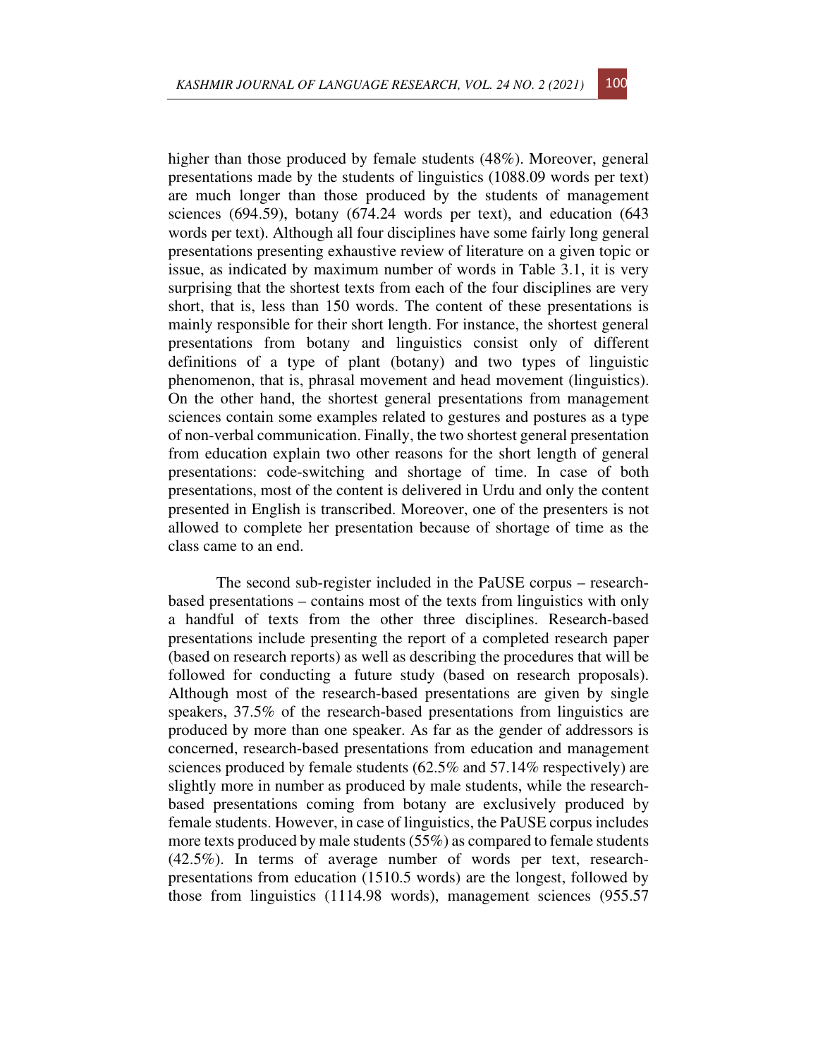higher than those produced by female students (48%). Moreover, general presentations made by the students of linguistics (1088.09 words per text) are much longer than those produced by the students of management sciences (694.59), botany (674.24 words per text), and education (643 words per text). Although all four disciplines have some fairly long general presentations presenting exhaustive review of literature on a given topic or issue, as indicated by maximum number of words in Table 3.1, it is very surprising that the shortest texts from each of the four disciplines are very short, that is, less than 150 words. The content of these presentations is mainly responsible for their short length. For instance, the shortest general presentations from botany and linguistics consist only of different definitions of a type of plant (botany) and two types of linguistic phenomenon, that is, phrasal movement and head movement (linguistics). On the other hand, the shortest general presentations from management sciences contain some examples related to gestures and postures as a type of non-verbal communication. Finally, the two shortest general presentation from education explain two other reasons for the short length of general presentations: code-switching and shortage of time. In case of both presentations, most of the content is delivered in Urdu and only the content presented in English is transcribed. Moreover, one of the presenters is not allowed to complete her presentation because of shortage of time as the class came to an end.

The second sub-register included in the PaUSE corpus – research-based presentations – contains most of the texts from linguistics with only a handful of texts from the other three disciplines. Research-based presentations include presenting the report of a completed research paper (based on research reports) as well as describing the procedures that will be followed for conducting a future study (based on research proposals). Although most of the research-based presentations are given by single speakers, 37.5% of the research-based presentations from linguistics are produced by more than one speaker. As far as the gender of addressors is concerned, research-based presentations from education and management sciences produced by female students (62.5% and 57.14% respectively) are slightly more in number as produced by male students, while the research-based presentations coming from botany are exclusively produced by female students. However, in case of linguistics, the PaUSE corpus includes more texts produced by male students (55%) as compared to female students (42.5%). In terms of average number of words per text, research-presentations from education (1510.5 words) are the longest, followed by those from linguistics (1114.98 words), management sciences (955.57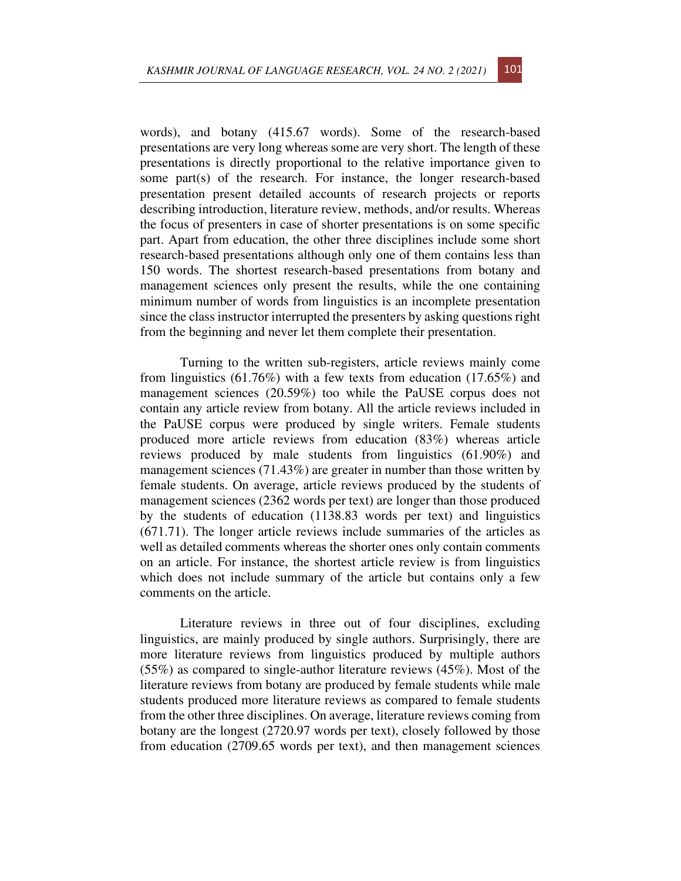words), and botany (415.67 words). Some of the research-based presentations are very long whereas some are very short. The length of these presentations is directly proportional to the relative importance given to some part(s) of the research. For instance, the longer research-based presentation present detailed accounts of research projects or reports describing introduction, literature review, methods, and/or results. Whereas the focus of presenters in case of shorter presentations is on some specific part. Apart from education, the other three disciplines include some short research-based presentations although only one of them contains less than 150 words. The shortest research-based presentations from botany and management sciences only present the results, while the one containing minimum number of words from linguistics is an incomplete presentation since the class instructor interrupted the presenters by asking questions right from the beginning and never let them complete their presentation.

Turning to the written sub-registers, article reviews mainly come from linguistics (61.76%) with a few texts from education (17.65%) and management sciences (20.59%) too while the PaUSE corpus does not contain any article review from botany. All the article reviews included in the PaUSE corpus were produced by single writers. Female students produced more article reviews from education (83%) whereas article reviews produced by male students from linguistics (61.90%) and management sciences (71.43%) are greater in number than those written by female students. On average, article reviews produced by the students of management sciences (2362 words per text) are longer than those produced by the students of education (1138.83 words per text) and linguistics (671.71). The longer article reviews include summaries of the articles as well as detailed comments whereas the shorter ones only contain comments on an article. For instance, the shortest article review is from linguistics which does not include summary of the article but contains only a few comments on the article.

Literature reviews in three out of four disciplines, excluding linguistics, are mainly produced by single authors. Surprisingly, there are more literature reviews from linguistics produced by multiple authors (55%) as compared to single-author literature reviews (45%). Most of the literature reviews from botany are produced by female students while male students produced more literature reviews as compared to female students from the other three disciplines. On average, literature reviews coming from botany are the longest (2720.97 words per text), closely followed by those from education (2709.65 words per text), and then management sciences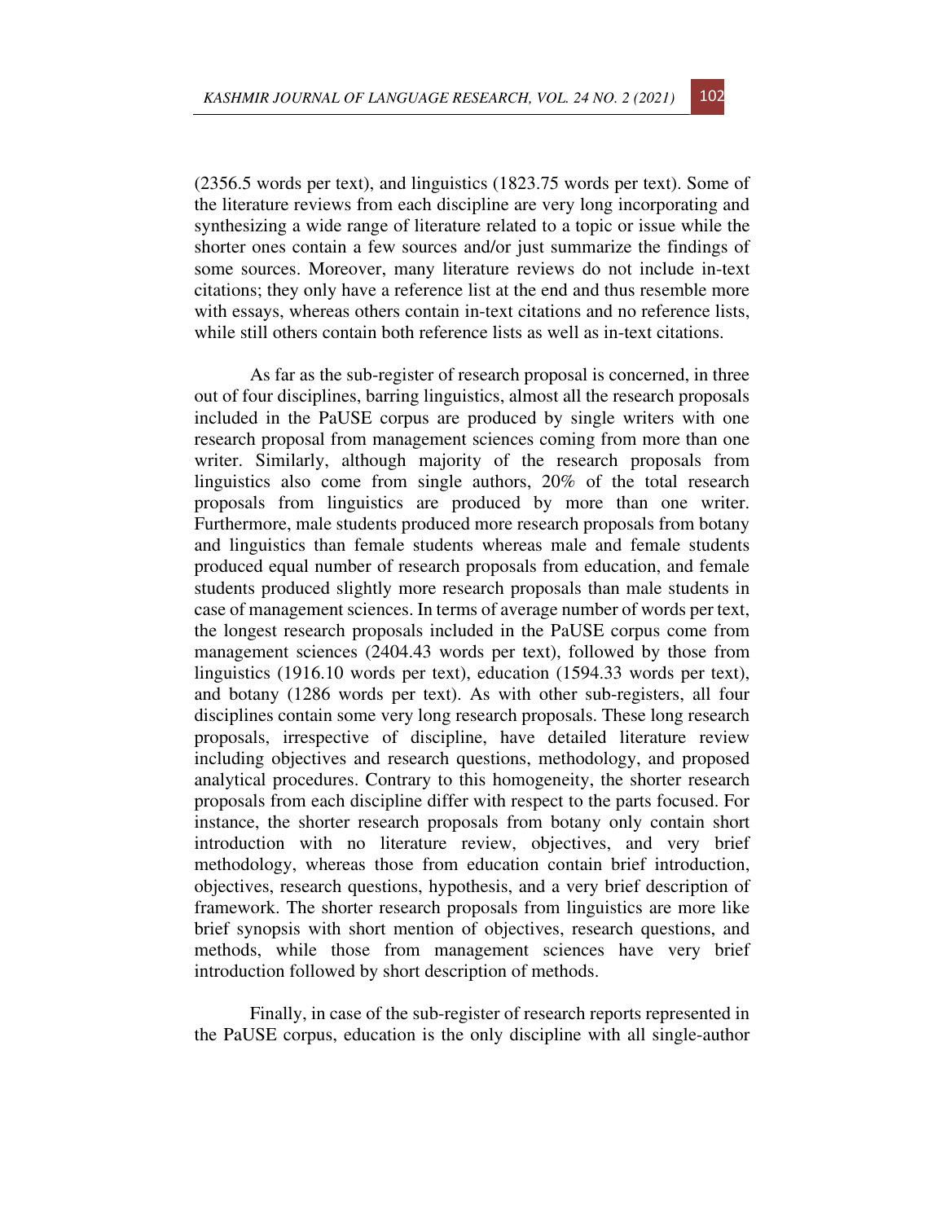(2356.5 words per text), and linguistics (1823.75 words per text). Some of the literature reviews from each discipline are very long incorporating and synthesizing a wide range of literature related to a topic or issue while the shorter ones contain a few sources and/or just summarize the findings of some sources. Moreover, many literature reviews do not include in-text citations; they only have a reference list at the end and thus resemble more with essays, whereas others contain in-text citations and no reference lists, while still others contain both reference lists as well as in-text citations.

As far as the sub-register of research proposal is concerned, in three out of four disciplines, barring linguistics, almost all the research proposals included in the PaUSE corpus are produced by single writers with one research proposal from management sciences coming from more than one writer. Similarly, although majority of the research proposals from linguistics also come from single authors, 20% of the total research proposals from linguistics are produced by more than one writer. Furthermore, male students produced more research proposals from botany and linguistics than female students whereas male and female students produced equal number of research proposals from education, and female students produced slightly more research proposals than male students in case of management sciences. In terms of average number of words per text, the longest research proposals included in the PaUSE corpus come from management sciences (2404.43 words per text), followed by those from linguistics (1916.10 words per text), education (1594.33 words per text), and botany (1286 words per text). As with other sub-registers, all four disciplines contain some very long research proposals. These long research proposals, irrespective of discipline, have detailed literature review including objectives and research questions, methodology, and proposed analytical procedures. Contrary to this homogeneity, the shorter research proposals from each discipline differ with respect to the parts focused. For instance, the shorter research proposals from botany only contain short introduction with no literature review, objectives, and very brief methodology, whereas those from education contain brief introduction, objectives, research questions, hypothesis, and a very brief description of framework. The shorter research proposals from linguistics are more like brief synopsis with short mention of objectives, research questions, and methods, while those from management sciences have very brief introduction followed by short description of methods.

Finally, in case of the sub-register of research reports represented in the PaUSE corpus, education is the only discipline with all single-author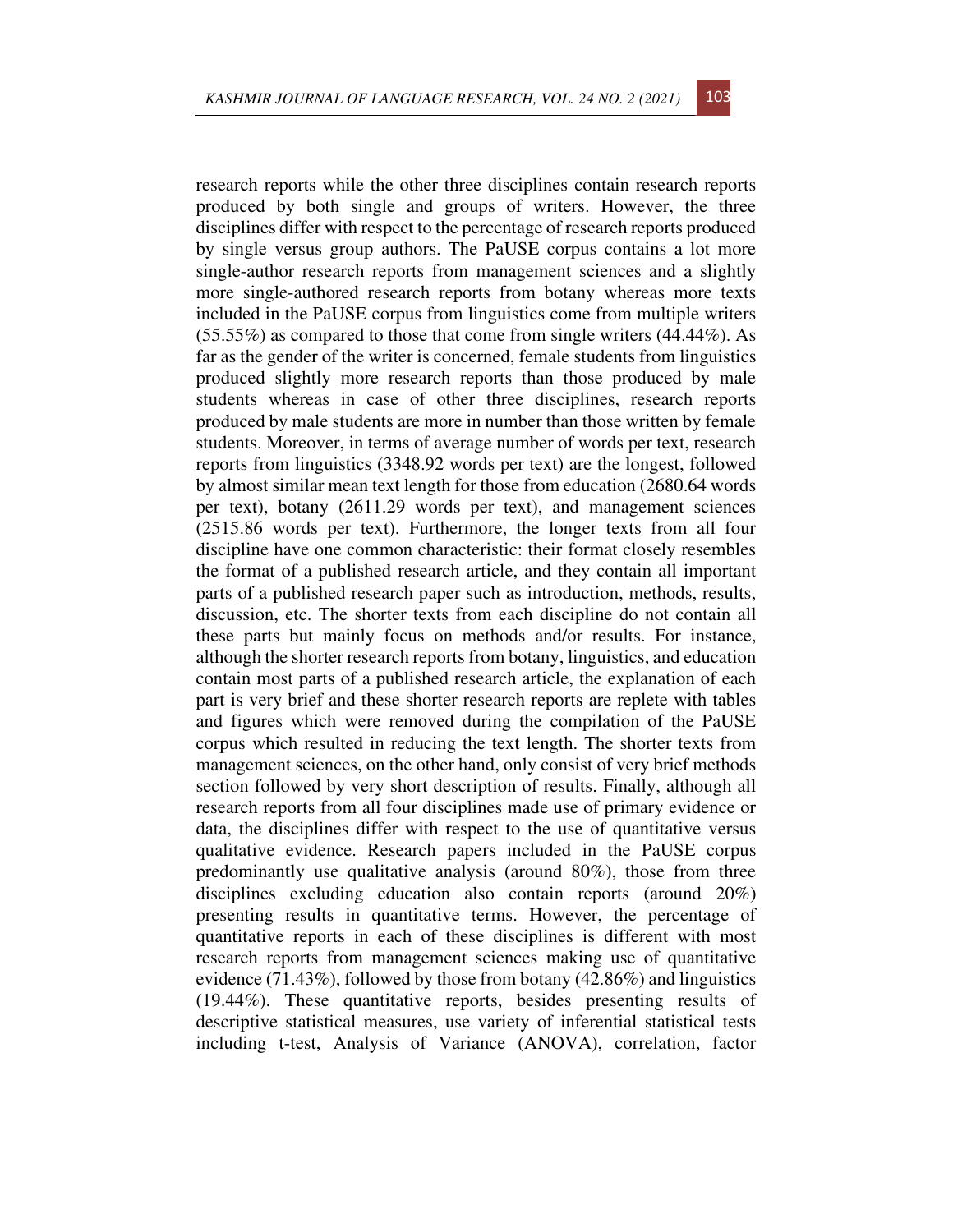research reports while the other three disciplines contain research reports produced by both single and groups of writers. However, the three disciplines differ with respect to the percentage of research reports produced by single versus group authors. The PaUSE corpus contains a lot more single-author research reports from management sciences and a slightly more single-authored research reports from botany whereas more texts included in the PaUSE corpus from linguistics come from multiple writers (55.55%) as compared to those that come from single writers (44.44%). As far as the gender of the writer is concerned, female students from linguistics produced slightly more research reports than those produced by male students whereas in case of other three disciplines, research reports produced by male students are more in number than those written by female students. Moreover, in terms of average number of words per text, research reports from linguistics (3348.92 words per text) are the longest, followed by almost similar mean text length for those from education (2680.64 words per text), botany (2611.29 words per text), and management sciences (2515.86 words per text). Furthermore, the longer texts from all four discipline have one common characteristic: their format closely resembles the format of a published research article, and they contain all important parts of a published research paper such as introduction, methods, results, discussion, etc. The shorter texts from each discipline do not contain all these parts but mainly focus on methods and/or results. For instance, although the shorter research reports from botany, linguistics, and education contain most parts of a published research article, the explanation of each part is very brief and these shorter research reports are replete with tables and figures which were removed during the compilation of the PaUSE corpus which resulted in reducing the text length. The shorter texts from management sciences, on the other hand, only consist of very brief methods section followed by very short description of results. Finally, although all research reports from all four disciplines made use of primary evidence or data, the disciplines differ with respect to the use of quantitative versus qualitative evidence. Research papers included in the PaUSE corpus predominantly use qualitative analysis (around 80%), those from three disciplines excluding education also contain reports (around 20%) presenting results in quantitative terms. However, the percentage of quantitative reports in each of these disciplines is different with most research reports from management sciences making use of quantitative evidence (71.43%), followed by those from botany (42.86%) and linguistics (19.44%). These quantitative reports, besides presenting results of descriptive statistical measures, use variety of inferential statistical tests including t-test, Analysis of Variance (ANOVA), correlation, factor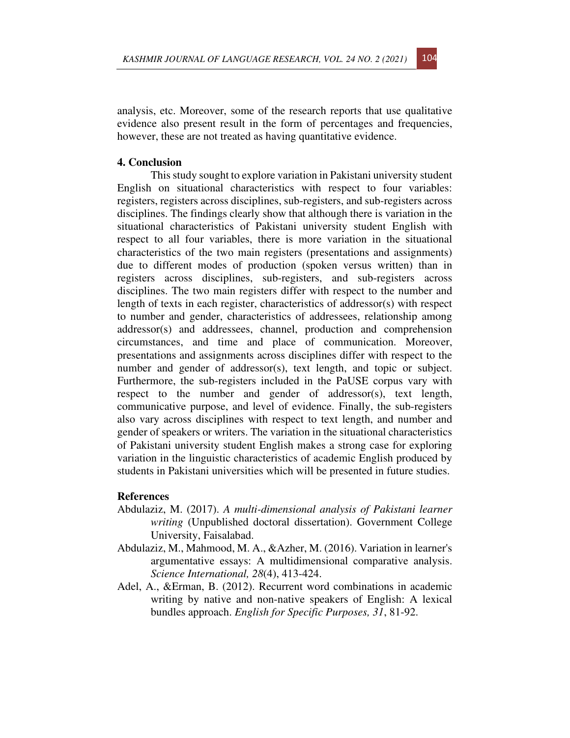analysis, etc. Moreover, some of the research reports that use qualitative evidence also present result in the form of percentages and frequencies, however, these are not treated as having quantitative evidence.

## 4. Conclusion

This study sought to explore variation in Pakistani university student English on situational characteristics with respect to four variables: registers, registers across disciplines, sub-registers, and sub-registers across disciplines. The findings clearly show that although there is variation in the situational characteristics of Pakistani university student English with respect to all four variables, there is more variation in the situational characteristics of the two main registers (presentations and assignments) due to different modes of production (spoken versus written) than in registers across disciplines, sub-registers, and sub-registers across disciplines. The two main registers differ with respect to the number and length of texts in each register, characteristics of addressor(s) with respect to number and gender, characteristics of addressees, relationship among addressor(s) and addressees, channel, production and comprehension circumstances, and time and place of communication. Moreover, presentations and assignments across disciplines differ with respect to the number and gender of addressor(s), text length, and topic or subject. Furthermore, the sub-registers included in the PaUSE corpus vary with respect to the number and gender of addressor(s), text length, communicative purpose, and level of evidence. Finally, the sub-registers also vary across disciplines with respect to text length, and number and gender of speakers or writers. The variation in the situational characteristics of Pakistani university student English makes a strong case for exploring variation in the linguistic characteristics of academic English produced by students in Pakistani universities which will be presented in future studies.

## References

Abdulaziz, M. (2017). *A multi-dimensional analysis of Pakistani learner writing* (Unpublished doctoral dissertation). Government College University, Faisalabad.

Abdulaziz, M., Mahmood, M. A., &Azher, M. (2016). Variation in learner's argumentative essays: A multidimensional comparative analysis. *Science International, 28*(4), 413-424.

Adel, A., &Erman, B. (2012). Recurrent word combinations in academic writing by native and non-native speakers of English: A lexical bundles approach. *English for Specific Purposes, 31*, 81-92.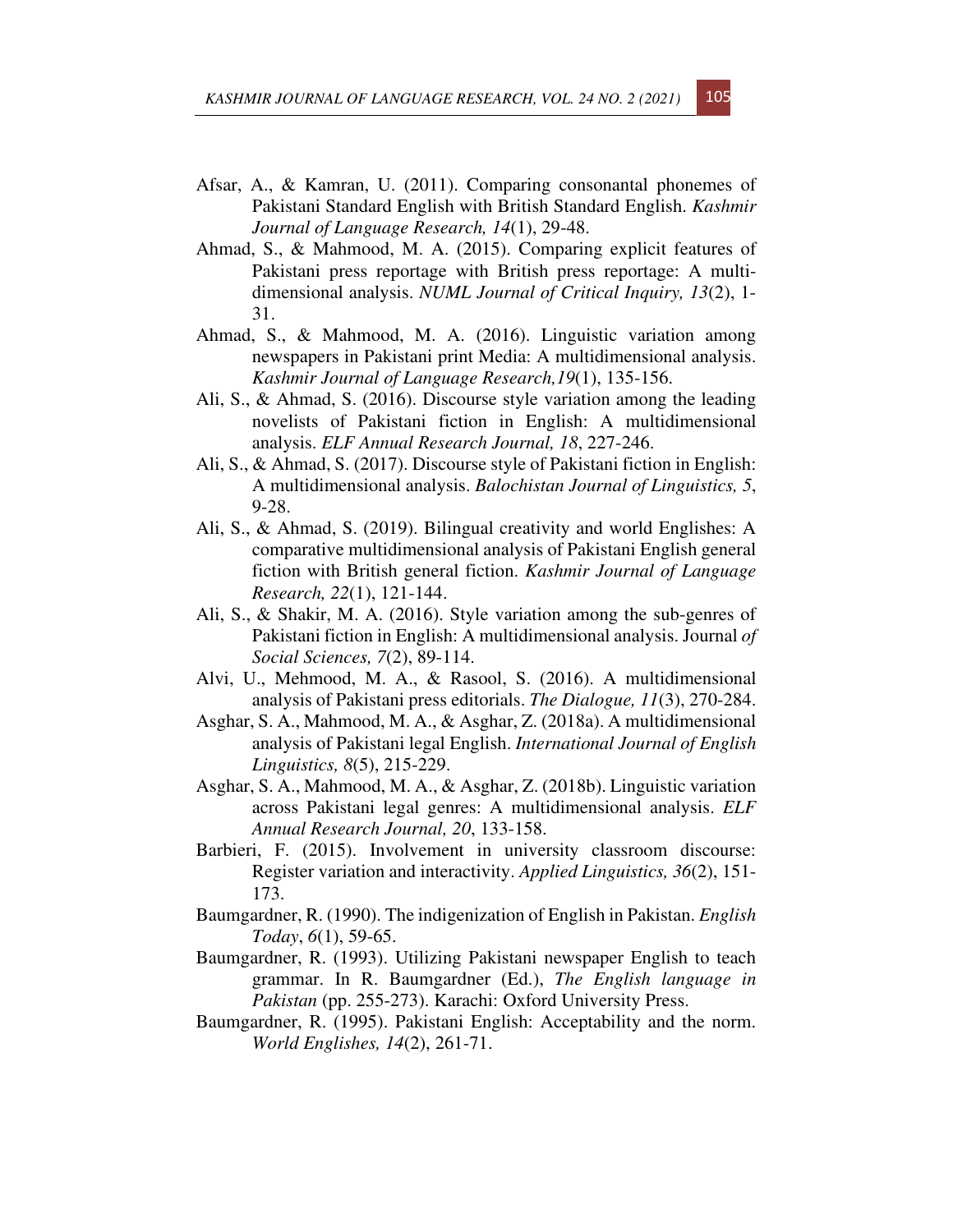Afsar, A., & Kamran, U. (2011). Comparing consonantal phonemes of Pakistani Standard English with British Standard English. *Kashmir Journal of Language Research, 14*(1), 29-48.

Ahmad, S., & Mahmood, M. A. (2015). Comparing explicit features of Pakistani press reportage with British press reportage: A multi-dimensional analysis. *NUML Journal of Critical Inquiry, 13*(2), 1-31.

Ahmad, S., & Mahmood, M. A. (2016). Linguistic variation among newspapers in Pakistani print Media: A multidimensional analysis. *Kashmir Journal of Language Research,19*(1), 135-156.

Ali, S., & Ahmad, S. (2016). Discourse style variation among the leading novelists of Pakistani fiction in English: A multidimensional analysis. *ELF Annual Research Journal, 18*, 227-246.

Ali, S., & Ahmad, S. (2017). Discourse style of Pakistani fiction in English: A multidimensional analysis. *Balochistan Journal of Linguistics, 5*, 9-28.

Ali, S., & Ahmad, S. (2019). Bilingual creativity and world Englishes: A comparative multidimensional analysis of Pakistani English general fiction with British general fiction. *Kashmir Journal of Language Research, 22*(1), 121-144.

Ali, S., & Shakir, M. A. (2016). Style variation among the sub-genres of Pakistani fiction in English: A multidimensional analysis. Journal *of Social Sciences, 7*(2), 89-114.

Alvi, U., Mehmood, M. A., & Rasool, S. (2016). A multidimensional analysis of Pakistani press editorials. *The Dialogue, 11*(3), 270-284.

Asghar, S. A., Mahmood, M. A., & Asghar, Z. (2018a). A multidimensional analysis of Pakistani legal English. *International Journal of English Linguistics, 8*(5), 215-229.

Asghar, S. A., Mahmood, M. A., & Asghar, Z. (2018b). Linguistic variation across Pakistani legal genres: A multidimensional analysis. *ELF Annual Research Journal, 20*, 133-158.

Barbieri, F. (2015). Involvement in university classroom discourse: Register variation and interactivity. *Applied Linguistics, 36*(2), 151-173.

Baumgardner, R. (1990). The indigenization of English in Pakistan. *English Today*, *6*(1), 59-65.

Baumgardner, R. (1993). Utilizing Pakistani newspaper English to teach grammar. In R. Baumgardner (Ed.), *The English language in Pakistan* (pp. 255-273). Karachi: Oxford University Press.

Baumgardner, R. (1995). Pakistani English: Acceptability and the norm. *World Englishes, 14*(2), 261-71.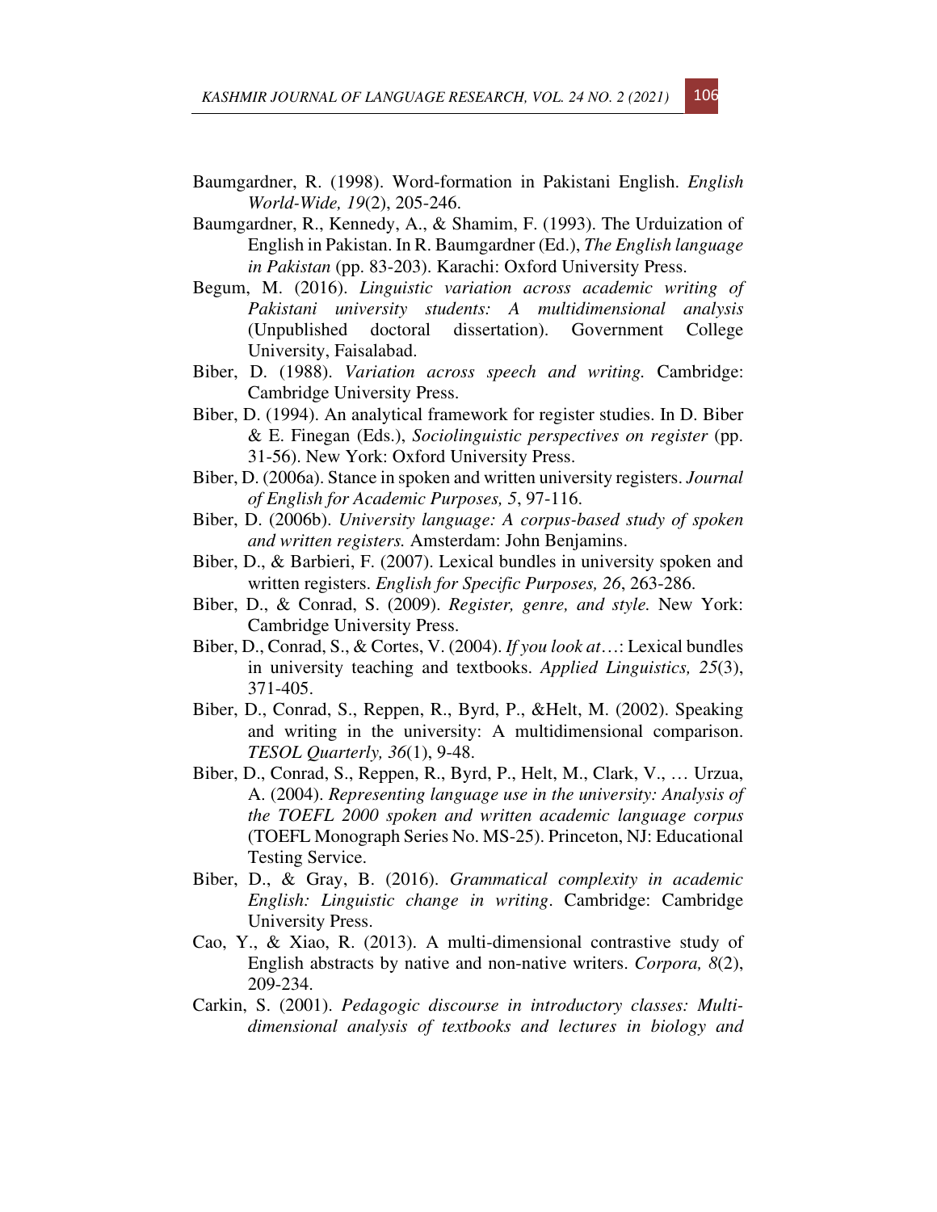Baumgardner, R. (1998). Word-formation in Pakistani English. *English World-Wide, 19*(2), 205-246.

Baumgardner, R., Kennedy, A., & Shamim, F. (1993). The Urduization of English in Pakistan. In R. Baumgardner (Ed.), *The English language in Pakistan* (pp. 83-203). Karachi: Oxford University Press.

Begum, M. (2016). *Linguistic variation across academic writing of Pakistani university students: A multidimensional analysis* (Unpublished doctoral dissertation). Government College University, Faisalabad.

Biber, D. (1988). *Variation across speech and writing.* Cambridge: Cambridge University Press.

Biber, D. (1994). An analytical framework for register studies. In D. Biber & E. Finegan (Eds.), *Sociolinguistic perspectives on register* (pp. 31-56). New York: Oxford University Press.

Biber, D. (2006a). Stance in spoken and written university registers. *Journal of English for Academic Purposes, 5*, 97-116.

Biber, D. (2006b). *University language: A corpus-based study of spoken and written registers.* Amsterdam: John Benjamins.

Biber, D., & Barbieri, F. (2007). Lexical bundles in university spoken and written registers. *English for Specific Purposes, 26*, 263-286.

Biber, D., & Conrad, S. (2009). *Register, genre, and style.* New York: Cambridge University Press.

Biber, D., Conrad, S., & Cortes, V. (2004). *If you look at*…: Lexical bundles in university teaching and textbooks. *Applied Linguistics, 25*(3), 371-405.

Biber, D., Conrad, S., Reppen, R., Byrd, P., &Helt, M. (2002). Speaking and writing in the university: A multidimensional comparison. *TESOL Quarterly, 36*(1), 9-48.

Biber, D., Conrad, S., Reppen, R., Byrd, P., Helt, M., Clark, V., … Urzua, A. (2004). *Representing language use in the university: Analysis of the TOEFL 2000 spoken and written academic language corpus* (TOEFL Monograph Series No. MS-25). Princeton, NJ: Educational Testing Service.

Biber, D., & Gray, B. (2016). *Grammatical complexity in academic English: Linguistic change in writing*. Cambridge: Cambridge University Press.

Cao, Y., & Xiao, R. (2013). A multi-dimensional contrastive study of English abstracts by native and non-native writers. *Corpora, 8*(2), 209-234.

Carkin, S. (2001). *Pedagogic discourse in introductory classes: Multi-dimensional analysis of textbooks and lectures in biology and*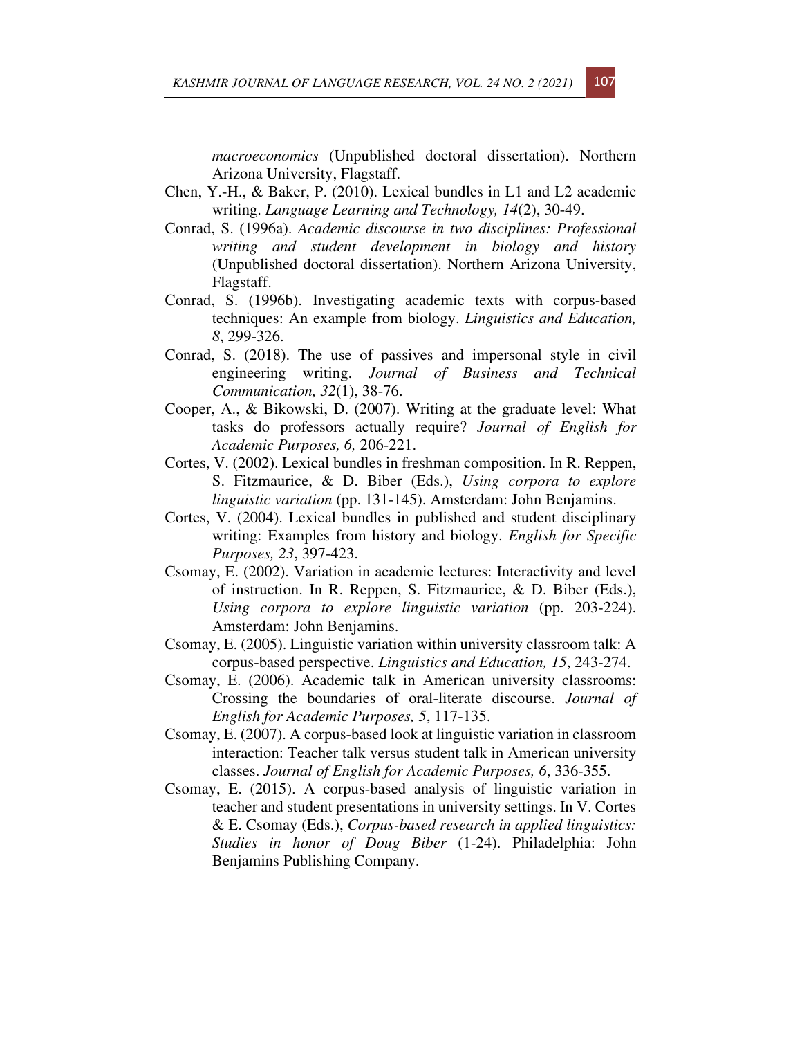*macroeconomics* (Unpublished doctoral dissertation). Northern Arizona University, Flagstaff.

Chen, Y.-H., & Baker, P. (2010). Lexical bundles in L1 and L2 academic writing. *Language Learning and Technology, 14*(2), 30-49.

Conrad, S. (1996a). *Academic discourse in two disciplines: Professional writing and student development in biology and history* (Unpublished doctoral dissertation). Northern Arizona University, Flagstaff.

Conrad, S. (1996b). Investigating academic texts with corpus-based techniques: An example from biology. *Linguistics and Education, 8*, 299-326.

Conrad, S. (2018). The use of passives and impersonal style in civil engineering writing. *Journal of Business and Technical Communication, 32*(1), 38-76.

Cooper, A., & Bikowski, D. (2007). Writing at the graduate level: What tasks do professors actually require? *Journal of English for Academic Purposes, 6,* 206-221.

Cortes, V. (2002). Lexical bundles in freshman composition. In R. Reppen, S. Fitzmaurice, & D. Biber (Eds.), *Using corpora to explore linguistic variation* (pp. 131-145). Amsterdam: John Benjamins.

Cortes, V. (2004). Lexical bundles in published and student disciplinary writing: Examples from history and biology. *English for Specific Purposes, 23*, 397-423.

Csomay, E. (2002). Variation in academic lectures: Interactivity and level of instruction. In R. Reppen, S. Fitzmaurice, & D. Biber (Eds.), *Using corpora to explore linguistic variation* (pp. 203-224). Amsterdam: John Benjamins.

Csomay, E. (2005). Linguistic variation within university classroom talk: A corpus-based perspective. *Linguistics and Education, 15*, 243-274.

Csomay, E. (2006). Academic talk in American university classrooms: Crossing the boundaries of oral-literate discourse. *Journal of English for Academic Purposes, 5*, 117-135.

Csomay, E. (2007). A corpus-based look at linguistic variation in classroom interaction: Teacher talk versus student talk in American university classes. *Journal of English for Academic Purposes, 6*, 336-355.

Csomay, E. (2015). A corpus-based analysis of linguistic variation in teacher and student presentations in university settings. In V. Cortes & E. Csomay (Eds.), *Corpus-based research in applied linguistics: Studies in honor of Doug Biber* (1-24). Philadelphia: John Benjamins Publishing Company.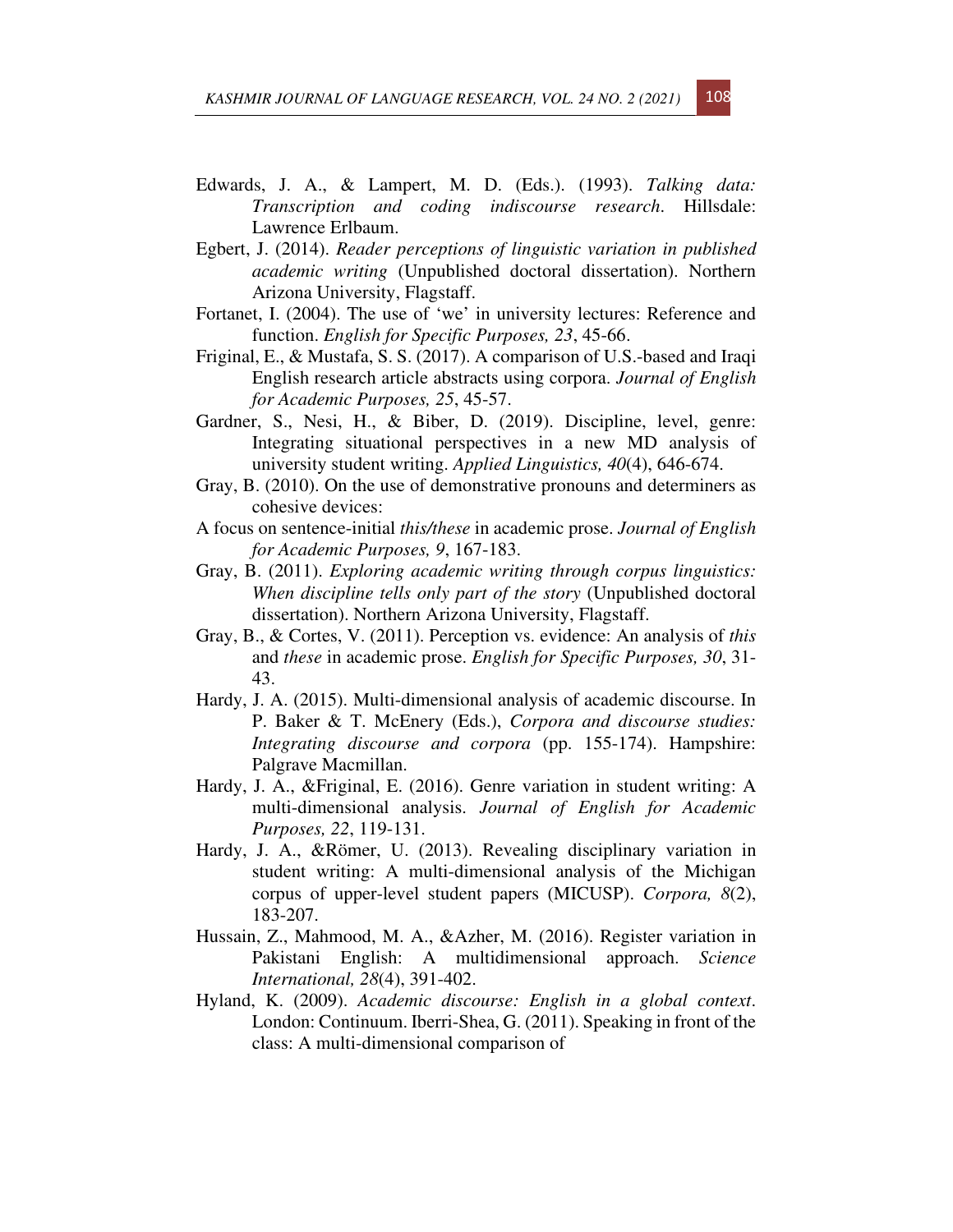Edwards, J. A., & Lampert, M. D. (Eds.). (1993). *Talking data: Transcription and coding indiscourse research*. Hillsdale: Lawrence Erlbaum.

Egbert, J. (2014). *Reader perceptions of linguistic variation in published academic writing* (Unpublished doctoral dissertation). Northern Arizona University, Flagstaff.

Fortanet, I. (2004). The use of 'we' in university lectures: Reference and function. *English for Specific Purposes, 23*, 45-66.

Friginal, E., & Mustafa, S. S. (2017). A comparison of U.S.-based and Iraqi English research article abstracts using corpora. *Journal of English for Academic Purposes, 25*, 45-57.

Gardner, S., Nesi, H., & Biber, D. (2019). Discipline, level, genre: Integrating situational perspectives in a new MD analysis of university student writing. *Applied Linguistics, 40*(4), 646-674.

Gray, B. (2010). On the use of demonstrative pronouns and determiners as cohesive devices:

A focus on sentence-initial *this/these* in academic prose. *Journal of English for Academic Purposes, 9*, 167-183.

Gray, B. (2011). *Exploring academic writing through corpus linguistics: When discipline tells only part of the story* (Unpublished doctoral dissertation). Northern Arizona University, Flagstaff.

Gray, B., & Cortes, V. (2011). Perception vs. evidence: An analysis of *this* and *these* in academic prose. *English for Specific Purposes, 30*, 31-43.

Hardy, J. A. (2015). Multi-dimensional analysis of academic discourse. In P. Baker & T. McEnery (Eds.), *Corpora and discourse studies: Integrating discourse and corpora* (pp. 155-174). Hampshire: Palgrave Macmillan.

Hardy, J. A., &Friginal, E. (2016). Genre variation in student writing: A multi-dimensional analysis. *Journal of English for Academic Purposes, 22*, 119-131.

Hardy, J. A., &Römer, U. (2013). Revealing disciplinary variation in student writing: A multi-dimensional analysis of the Michigan corpus of upper-level student papers (MICUSP). *Corpora, 8*(2), 183-207.

Hussain, Z., Mahmood, M. A., &Azher, M. (2016). Register variation in Pakistani English: A multidimensional approach. *Science International, 28*(4), 391-402.

Hyland, K. (2009). *Academic discourse: English in a global context*. London: Continuum. Iberri-Shea, G. (2011). Speaking in front of the class: A multi-dimensional comparison of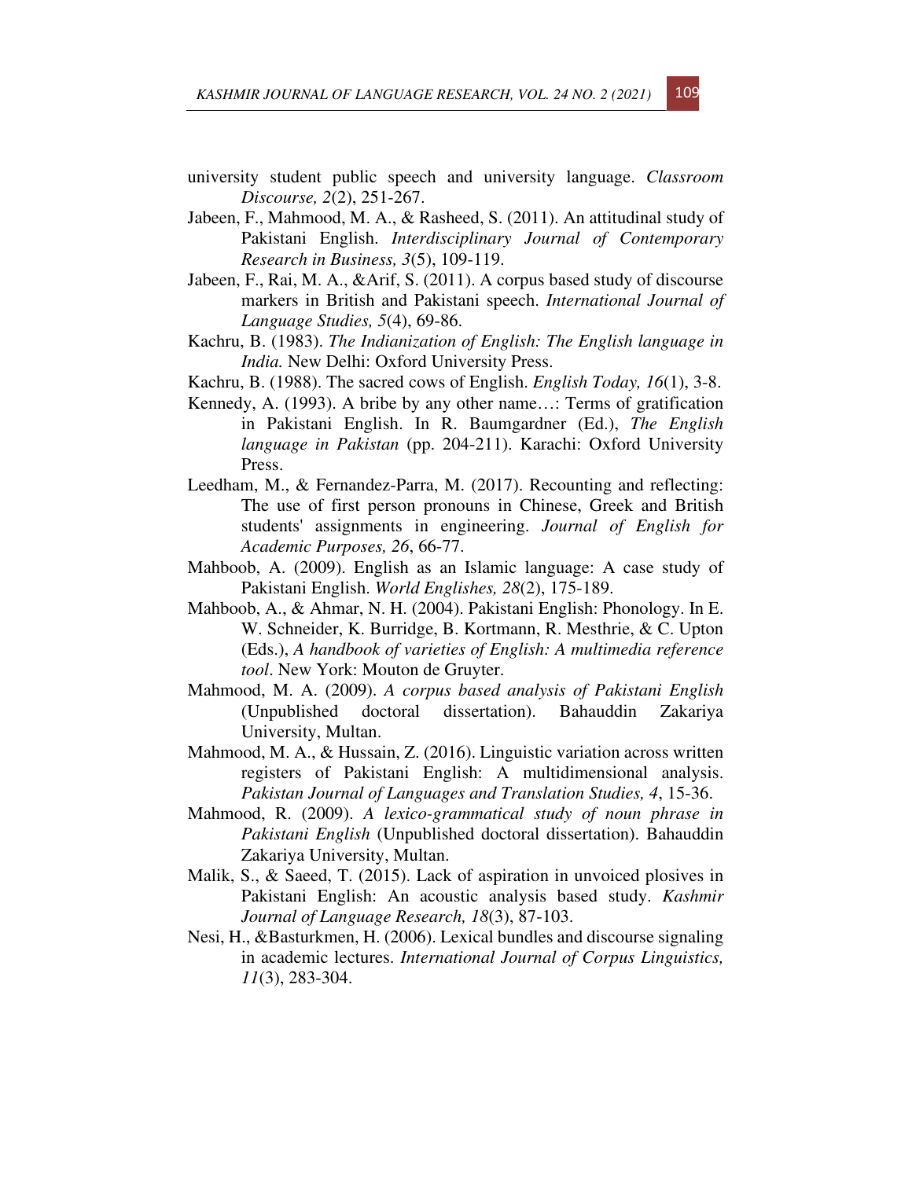university student public speech and university language. *Classroom Discourse, 2*(2), 251-267.

Jabeen, F., Mahmood, M. A., & Rasheed, S. (2011). An attitudinal study of Pakistani English. *Interdisciplinary Journal of Contemporary Research in Business, 3*(5), 109-119.

Jabeen, F., Rai, M. A., &Arif, S. (2011). A corpus based study of discourse markers in British and Pakistani speech. *International Journal of Language Studies, 5*(4), 69-86.

Kachru, B. (1983). *The Indianization of English: The English language in India.* New Delhi: Oxford University Press.

Kachru, B. (1988). The sacred cows of English. *English Today, 16*(1), 3-8.

Kennedy, A. (1993). A bribe by any other name…: Terms of gratification in Pakistani English. In R. Baumgardner (Ed.), *The English language in Pakistan* (pp. 204-211). Karachi: Oxford University Press.

Leedham, M., & Fernandez-Parra, M. (2017). Recounting and reflecting: The use of first person pronouns in Chinese, Greek and British students' assignments in engineering. *Journal of English for Academic Purposes, 26*, 66-77.

Mahboob, A. (2009). English as an Islamic language: A case study of Pakistani English. *World Englishes, 28*(2), 175-189.

Mahboob, A., & Ahmar, N. H. (2004). Pakistani English: Phonology. In E. W. Schneider, K. Burridge, B. Kortmann, R. Mesthrie, & C. Upton (Eds.), *A handbook of varieties of English: A multimedia reference tool*. New York: Mouton de Gruyter.

Mahmood, M. A. (2009). *A corpus based analysis of Pakistani English* (Unpublished doctoral dissertation). Bahauddin Zakariya University, Multan.

Mahmood, M. A., & Hussain, Z. (2016). Linguistic variation across written registers of Pakistani English: A multidimensional analysis. *Pakistan Journal of Languages and Translation Studies, 4*, 15-36.

Mahmood, R. (2009). *A lexico-grammatical study of noun phrase in Pakistani English* (Unpublished doctoral dissertation). Bahauddin Zakariya University, Multan.

Malik, S., & Saeed, T. (2015). Lack of aspiration in unvoiced plosives in Pakistani English: An acoustic analysis based study. *Kashmir Journal of Language Research, 18*(3), 87-103.

Nesi, H., &Basturkmen, H. (2006). Lexical bundles and discourse signaling in academic lectures. *International Journal of Corpus Linguistics, 11*(3), 283-304.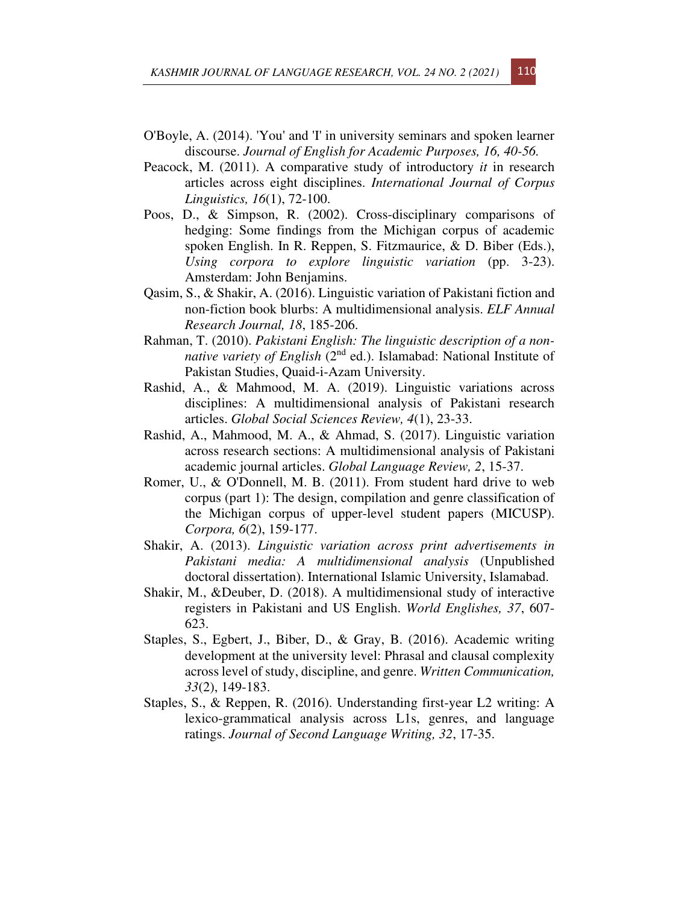O'Boyle, A. (2014). 'You' and 'I' in university seminars and spoken learner discourse. *Journal of English for Academic Purposes, 16, 40-56.*

Peacock, M. (2011). A comparative study of introductory *it* in research articles across eight disciplines. *International Journal of Corpus Linguistics, 16*(1), 72-100.

Poos, D., & Simpson, R. (2002). Cross-disciplinary comparisons of hedging: Some findings from the Michigan corpus of academic spoken English. In R. Reppen, S. Fitzmaurice, & D. Biber (Eds.), *Using corpora to explore linguistic variation* (pp. 3-23). Amsterdam: John Benjamins.

Qasim, S., & Shakir, A. (2016). Linguistic variation of Pakistani fiction and non-fiction book blurbs: A multidimensional analysis. *ELF Annual Research Journal, 18*, 185-206.

Rahman, T. (2010). *Pakistani English: The linguistic description of a non-native variety of English* (2nd ed.). Islamabad: National Institute of Pakistan Studies, Quaid-i-Azam University.

Rashid, A., & Mahmood, M. A. (2019). Linguistic variations across disciplines: A multidimensional analysis of Pakistani research articles. *Global Social Sciences Review, 4*(1), 23-33.

Rashid, A., Mahmood, M. A., & Ahmad, S. (2017). Linguistic variation across research sections: A multidimensional analysis of Pakistani academic journal articles. *Global Language Review, 2*, 15-37.

Romer, U., & O'Donnell, M. B. (2011). From student hard drive to web corpus (part 1): The design, compilation and genre classification of the Michigan corpus of upper-level student papers (MICUSP). *Corpora, 6*(2), 159-177.

Shakir, A. (2013). *Linguistic variation across print advertisements in Pakistani media: A multidimensional analysis* (Unpublished doctoral dissertation). International Islamic University, Islamabad.

Shakir, M., &Deuber, D. (2018). A multidimensional study of interactive registers in Pakistani and US English. *World Englishes, 37*, 607-623.

Staples, S., Egbert, J., Biber, D., & Gray, B. (2016). Academic writing development at the university level: Phrasal and clausal complexity across level of study, discipline, and genre. *Written Communication, 33*(2), 149-183.

Staples, S., & Reppen, R. (2016). Understanding first-year L2 writing: A lexico-grammatical analysis across L1s, genres, and language ratings. *Journal of Second Language Writing, 32*, 17-35.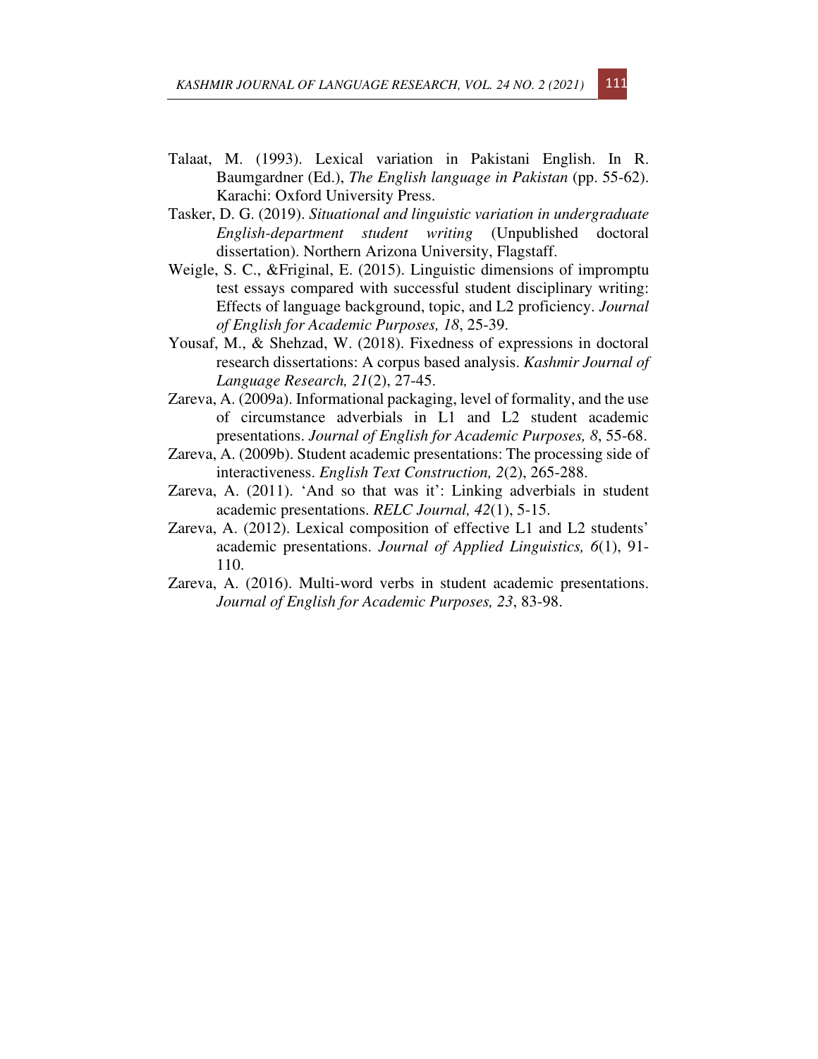Talaat, M. (1993). Lexical variation in Pakistani English. In R. Baumgardner (Ed.), *The English language in Pakistan* (pp. 55-62). Karachi: Oxford University Press.

Tasker, D. G. (2019). *Situational and linguistic variation in undergraduate English-department student writing* (Unpublished doctoral dissertation). Northern Arizona University, Flagstaff.

Weigle, S. C., &Friginal, E. (2015). Linguistic dimensions of impromptu test essays compared with successful student disciplinary writing: Effects of language background, topic, and L2 proficiency. *Journal of English for Academic Purposes, 18*, 25-39.

Yousaf, M., & Shehzad, W. (2018). Fixedness of expressions in doctoral research dissertations: A corpus based analysis. *Kashmir Journal of Language Research, 21*(2), 27-45.

Zareva, A. (2009a). Informational packaging, level of formality, and the use of circumstance adverbials in L1 and L2 student academic presentations. *Journal of English for Academic Purposes, 8*, 55-68.

Zareva, A. (2009b). Student academic presentations: The processing side of interactiveness. *English Text Construction, 2*(2), 265-288.

Zareva, A. (2011). 'And so that was it': Linking adverbials in student academic presentations. *RELC Journal, 42*(1), 5-15.

Zareva, A. (2012). Lexical composition of effective L1 and L2 students' academic presentations. *Journal of Applied Linguistics, 6*(1), 91-110.

Zareva, A. (2016). Multi-word verbs in student academic presentations. *Journal of English for Academic Purposes, 23*, 83-98.